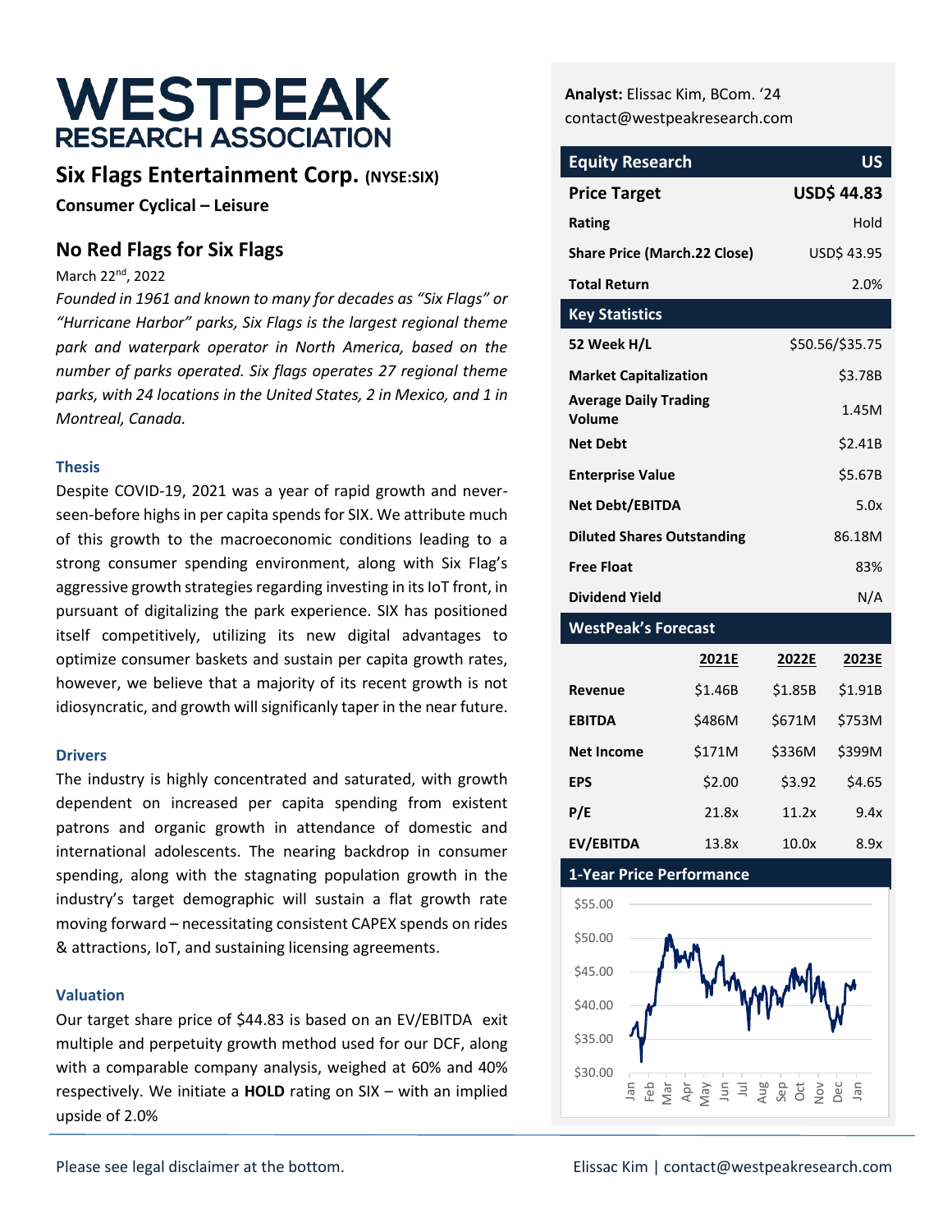# WESTPEAK RESEARCH ASSOCIATION

## Six Flags Entertainment Corp. (NYSE:SIX)

**Consumer Cyclical – Leisure**

## No Red Flags for Six Flags

March 22nd, 2022

*Founded in 1961 and known to many for decades as "Six Flags" or "Hurricane Harbor" parks, Six Flags is the largest regional theme park and waterpark operator in North America, based on the number of parks operated. Six flags operates 27 regional theme parks, with 24 locations in the United States, 2 in Mexico, and 1 in Montreal, Canada.*

### Thesis

Despite COVID-19, 2021 was a year of rapid growth and never-seen-before highs in per capita spends for SIX. We attribute much of this growth to the macroeconomic conditions leading to a strong consumer spending environment, along with Six Flag's aggressive growth strategies regarding investing in its IoT front, in pursuant of digitalizing the park experience. SIX has positioned itself competitively, utilizing its new digital advantages to optimize consumer baskets and sustain per capita growth rates, however, we believe that a majority of its recent growth is not idiosyncratic, and growth will significantly taper in the near future.

### Drivers

The industry is highly concentrated and saturated, with growth dependent on increased per capita spending from existent patrons and organic growth in attendance of domestic and international adolescents. The nearing backdrop in consumer spending, along with the stagnating population growth in the industry's target demographic will sustain a flat growth rate moving forward – necessitating consistent CAPEX spends on rides & attractions, IoT, and sustaining licensing agreements.

### Valuation

Our target share price of $44.83 is based on an EV/EBITDA exit multiple and perpetuity growth method used for our DCF, along with a comparable company analysis, weighed at 60% and 40% respectively. We initiate a **HOLD** rating on SIX – with an implied upside of 2.0%

**Analyst:** Elissac Kim, BCom. '24
contact@westpeakresearch.com

| Equity Research | US |
|---|---|
| **Price Target** | **USD$ 44.83** |
| **Rating** | Hold |
| **Share Price (March.22 Close)** | USD$ 43.95 |
| **Total Return** | 2.0% |

| Key Statistics | |
|---|---|
| **52 Week H/L** | $50.56/$35.75 |
| **Market Capitalization** | $3.78B |
| **Average Daily Trading Volume** | 1.45M |
| **Net Debt** | $2.41B |
| **Enterprise Value** | $5.67B |
| **Net Debt/EBITDA** | 5.0x |
| **Diluted Shares Outstanding** | 86.18M |
| **Free Float** | 83% |
| **Dividend Yield** | N/A |

| WestPeak's Forecast | 2021E | 2022E | 2023E |
|---|---|---|---|
| **Revenue** | $1.46B | $1.85B | $1.91B |
| **EBITDA** | $486M | $671M | $753M |
| **Net Income** | $171M | $336M | $399M |
| **EPS** | $2.00 | $3.92 | $4.65 |
| **P/E** | 21.8x | 11.2x | 9.4x |
| **EV/EBITDA** | 13.8x | 10.0x | 8.9x |

**1-Year Price Performance**

Please see legal disclaimer at the bottom.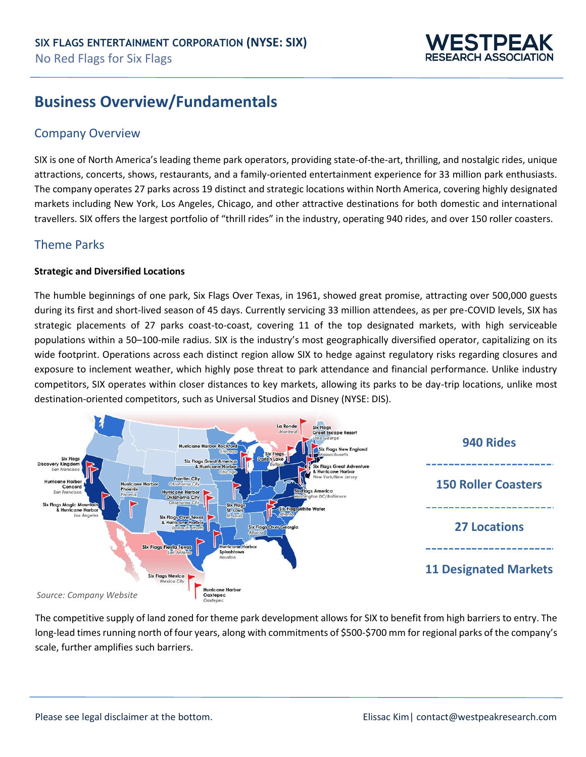# Business Overview/Fundamentals

## Company Overview

SIX is one of North America's leading theme park operators, providing state-of-the-art, thrilling, and nostalgic rides, unique attractions, concerts, shows, restaurants, and a family-oriented entertainment experience for 33 million park enthusiasts. The company operates 27 parks across 19 distinct and strategic locations within North America, covering highly designated markets including New York, Los Angeles, Chicago, and other attractive destinations for both domestic and international travellers. SIX offers the largest portfolio of "thrill rides" in the industry, operating 940 rides, and over 150 roller coasters.

## Theme Parks

### Strategic and Diversified Locations

The humble beginnings of one park, Six Flags Over Texas, in 1961, showed great promise, attracting over 500,000 guests during its first and short-lived season of 45 days. Currently servicing 33 million attendees, as per pre-COVID levels, SIX has strategic placements of 27 parks coast-to-coast, covering 11 of the top designated markets, with high serviceable populations within a 50–100-mile radius. SIX is the industry's most geographically diversified operator, capitalizing on its wide footprint. Operations across each distinct region allow SIX to hedge against regulatory risks regarding closures and exposure to inclement weather, which highly pose threat to park attendance and financial performance. Unlike industry competitors, SIX operates within closer distances to key markets, allowing its parks to be day-trip locations, unlike most destination-oriented competitors, such as Universal Studios and Disney (NYSE: DIS).

**940 Rides**

**150 Roller Coasters**

**27 Locations**

**11 Designated Markets**

*Source: Company Website*

The competitive supply of land zoned for theme park development allows for SIX to benefit from high barriers to entry. The long-lead times running north of four years, along with commitments of $500-$700 mm for regional parks of the company's scale, further amplifies such barriers.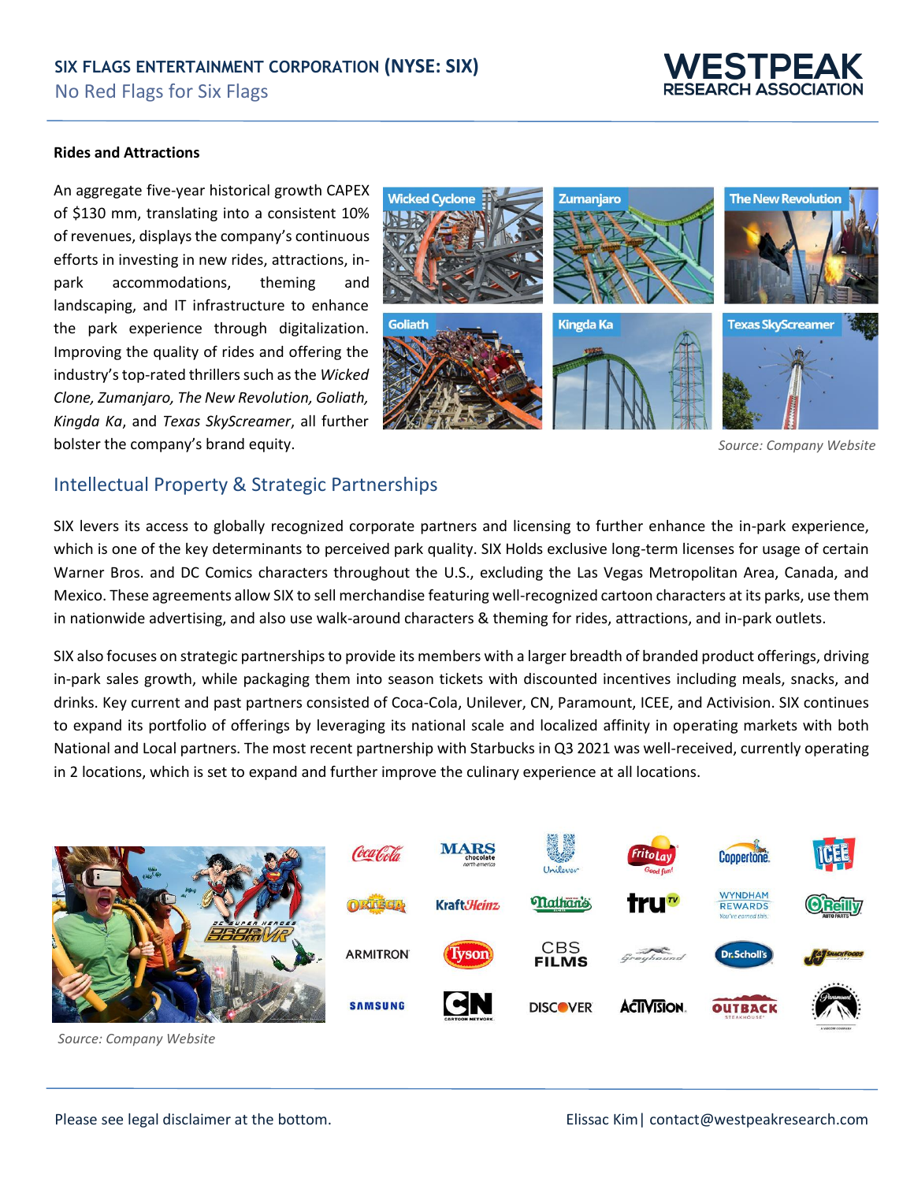### Rides and Attractions

An aggregate five-year historical growth CAPEX of $130 mm, translating into a consistent 10% of revenues, displays the company's continuous efforts in investing in new rides, attractions, in-park accommodations, theming and landscaping, and IT infrastructure to enhance the park experience through digitalization. Improving the quality of rides and offering the industry's top-rated thrillers such as the *Wicked Clone, Zumanjaro, The New Revolution, Goliath, Kingda Ka*, and *Texas SkyScreamer*, all further bolster the company's brand equity.

*Source: Company Website*

## Intellectual Property & Strategic Partnerships

SIX levers its access to globally recognized corporate partners and licensing to further enhance the in-park experience, which is one of the key determinants to perceived park quality. SIX Holds exclusive long-term licenses for usage of certain Warner Bros. and DC Comics characters throughout the U.S., excluding the Las Vegas Metropolitan Area, Canada, and Mexico. These agreements allow SIX to sell merchandise featuring well-recognized cartoon characters at its parks, use them in nationwide advertising, and also use walk-around characters & theming for rides, attractions, and in-park outlets.

SIX also focuses on strategic partnerships to provide its members with a larger breadth of branded product offerings, driving in-park sales growth, while packaging them into season tickets with discounted incentives including meals, snacks, and drinks. Key current and past partners consisted of Coca-Cola, Unilever, CN, Paramount, ICEE, and Activision. SIX continues to expand its portfolio of offerings by leveraging its national scale and localized affinity in operating markets with both National and Local partners. The most recent partnership with Starbucks in Q3 2021 was well-received, currently operating in 2 locations, which is set to expand and further improve the culinary experience at all locations.

*Source: Company Website*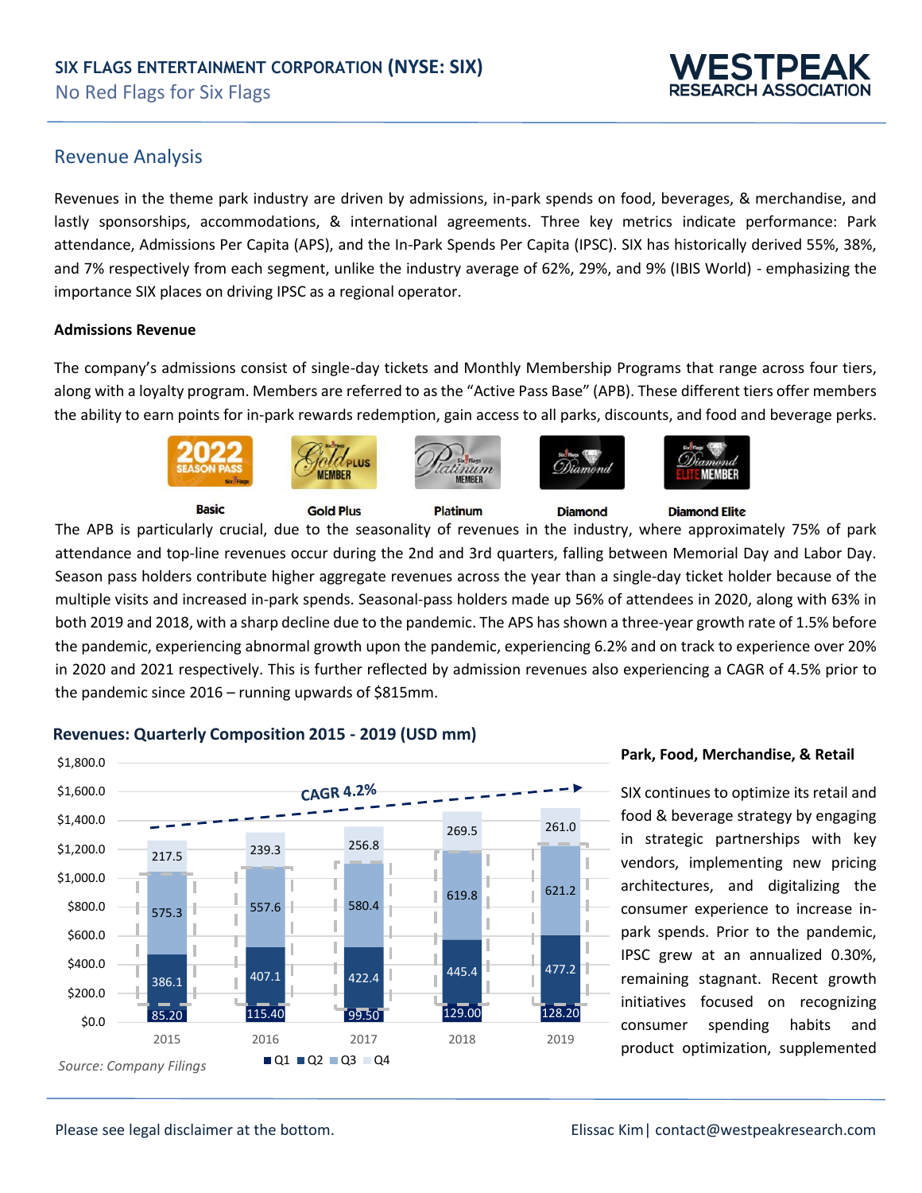## Revenue Analysis

Revenues in the theme park industry are driven by admissions, in-park spends on food, beverages, & merchandise, and lastly sponsorships, accommodations, & international agreements. Three key metrics indicate performance: Park attendance, Admissions Per Capita (APS), and the In-Park Spends Per Capita (IPSC). SIX has historically derived 55%, 38%, and 7% respectively from each segment, unlike the industry average of 62%, 29%, and 9% (IBIS World) - emphasizing the importance SIX places on driving IPSC as a regional operator.

### Admissions Revenue

The company's admissions consist of single-day tickets and Monthly Membership Programs that range across four tiers, along with a loyalty program. Members are referred to as the "Active Pass Base" (APB). These different tiers offer members the ability to earn points for in-park rewards redemption, gain access to all parks, discounts, and food and beverage perks.

Basic | Gold Plus | Platinum | Diamond | Diamond Elite

The APB is particularly crucial, due to the seasonality of revenues in the industry, where approximately 75% of park attendance and top-line revenues occur during the 2nd and 3rd quarters, falling between Memorial Day and Labor Day. Season pass holders contribute higher aggregate revenues across the year than a single-day ticket holder because of the multiple visits and increased in-park spends. Seasonal-pass holders made up 56% of attendees in 2020, along with 63% in both 2019 and 2018, with a sharp decline due to the pandemic. The APS has shown a three-year growth rate of 1.5% before the pandemic, experiencing abnormal growth upon the pandemic, experiencing 6.2% and on track to experience over 20% in 2020 and 2021 respectively. This is further reflected by admission revenues also experiencing a CAGR of 4.5% prior to the pandemic since 2016 – running upwards of $815mm.

**Revenues: Quarterly Composition 2015 - 2019 (USD mm)**

| Year | Q1 | Q2 | Q3 | Q4 |
|---|---|---|---|---|
| 2015 | 85.20 | 386.1 | 575.3 | 217.5 |
| 2016 | 115.40 | 407.1 | 557.6 | 239.3 |
| 2017 | 99.50 | 422.4 | 580.4 | 256.8 |
| 2018 | 129.00 | 445.4 | 619.8 | 269.5 |
| 2019 | 128.20 | 477.2 | 621.2 | 261.0 |

CAGR 4.2%

*Source: Company Filings*

### Park, Food, Merchandise, & Retail

SIX continues to optimize its retail and food & beverage strategy by engaging in strategic partnerships with key vendors, implementing new pricing architectures, and digitalizing the consumer experience to increase in-park spends. Prior to the pandemic, IPSC grew at an annualized 0.30%, remaining stagnant. Recent growth initiatives focused on recognizing consumer spending habits and product optimization, supplemented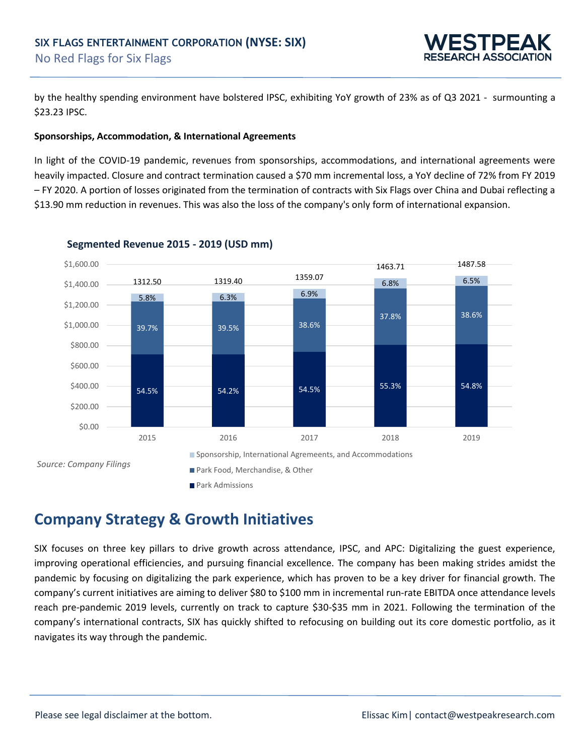by the healthy spending environment have bolstered IPSC, exhibiting YoY growth of 23% as of Q3 2021 - surmounting a $23.23 IPSC.

**Sponsorships, Accommodation, & International Agreements**

In light of the COVID-19 pandemic, revenues from sponsorships, accommodations, and international agreements were heavily impacted. Closure and contract termination caused a $70 mm incremental loss, a YoY decline of 72% from FY 2019 – FY 2020. A portion of losses originated from the termination of contracts with Six Flags over China and Dubai reflecting a $13.90 mm reduction in revenues. This was also the loss of the company's only form of international expansion.

**Segmented Revenue 2015 - 2019 (USD mm)**

| | 2015 | 2016 | 2017 | 2018 | 2019 |
|---|---|---|---|---|---|
| Total | 1312.50 | 1319.40 | 1359.07 | 1463.71 | 1487.58 |
| Sponsorship, International Agremeents, and Accommodations | 5.8% | 6.3% | 6.9% | 6.8% | 6.5% |
| Park Food, Merchandise, & Other | 39.7% | 39.5% | 38.6% | 37.8% | 38.6% |
| Park Admissions | 54.5% | 54.2% | 54.5% | 55.3% | 54.8% |

*Source: Company Filings*

## Company Strategy & Growth Initiatives

SIX focuses on three key pillars to drive growth across attendance, IPSC, and APC: Digitalizing the guest experience, improving operational efficiencies, and pursuing financial excellence. The company has been making strides amidst the pandemic by focusing on digitalizing the park experience, which has proven to be a key driver for financial growth. The company's current initiatives are aiming to deliver $80 to $100 mm in incremental run-rate EBITDA once attendance levels reach pre-pandemic 2019 levels, currently on track to capture $30-$35 mm in 2021. Following the termination of the company's international contracts, SIX has quickly shifted to refocusing on building out its core domestic portfolio, as it navigates its way through the pandemic.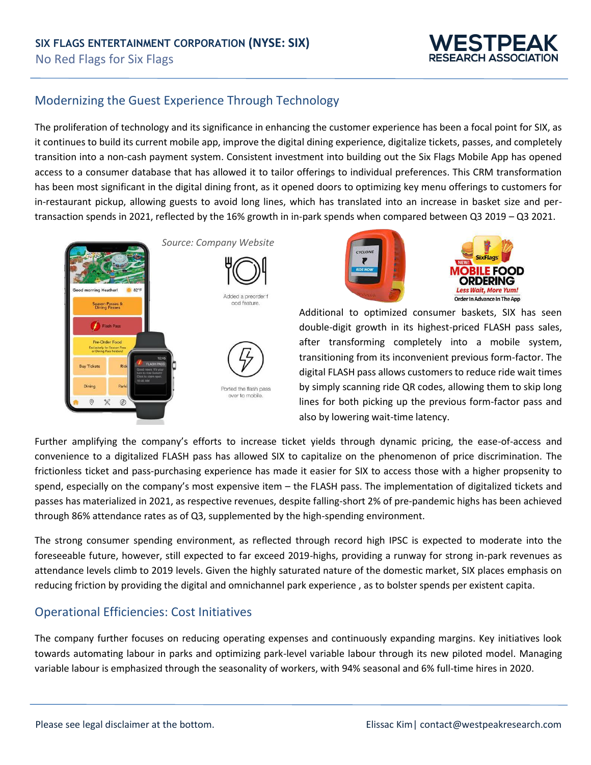## Modernizing the Guest Experience Through Technology

The proliferation of technology and its significance in enhancing the customer experience has been a focal point for SIX, as it continues to build its current mobile app, improve the digital dining experience, digitalize tickets, passes, and completely transition into a non-cash payment system. Consistent investment into building out the Six Flags Mobile App has opened access to a consumer database that has allowed it to tailor offerings to individual preferences. This CRM transformation has been most significant in the digital dining front, as it opened doors to optimizing key menu offerings to customers for in-restaurant pickup, allowing guests to avoid long lines, which has translated into an increase in basket size and per-transaction spends in 2021, reflected by the 16% growth in in-park spends when compared between Q3 2019 – Q3 2021.

*Source: Company Website*

Additional to optimized consumer baskets, SIX has seen double-digit growth in its highest-priced FLASH pass sales, after transforming completely into a mobile system, transitioning from its inconvenient previous form-factor. The digital FLASH pass allows customers to reduce ride wait times by simply scanning ride QR codes, allowing them to skip long lines for both picking up the previous form-factor pass and also by lowering wait-time latency.

Further amplifying the company's efforts to increase ticket yields through dynamic pricing, the ease-of-access and convenience to a digitalized FLASH pass has allowed SIX to capitalize on the phenomenon of price discrimination. The frictionless ticket and pass-purchasing experience has made it easier for SIX to access those with a higher propsenity to spend, especially on the company's most expensive item – the FLASH pass. The implementation of digitalized tickets and passes has materialized in 2021, as respective revenues, despite falling-short 2% of pre-pandemic highs has been achieved through 86% attendance rates as of Q3, supplemented by the high-spending environment.

The strong consumer spending environment, as reflected through record high IPSC is expected to moderate into the foreseeable future, however, still expected to far exceed 2019-highs, providing a runway for strong in-park revenues as attendance levels climb to 2019 levels. Given the highly saturated nature of the domestic market, SIX places emphasis on reducing friction by providing the digital and omnichannel park experience , as to bolster spends per existent capita.

## Operational Efficiencies: Cost Initiatives

The company further focuses on reducing operating expenses and continuously expanding margins. Key initiatives look towards automating labour in parks and optimizing park-level variable labour through its new piloted model. Managing variable labour is emphasized through the seasonality of workers, with 94% seasonal and 6% full-time hires in 2020.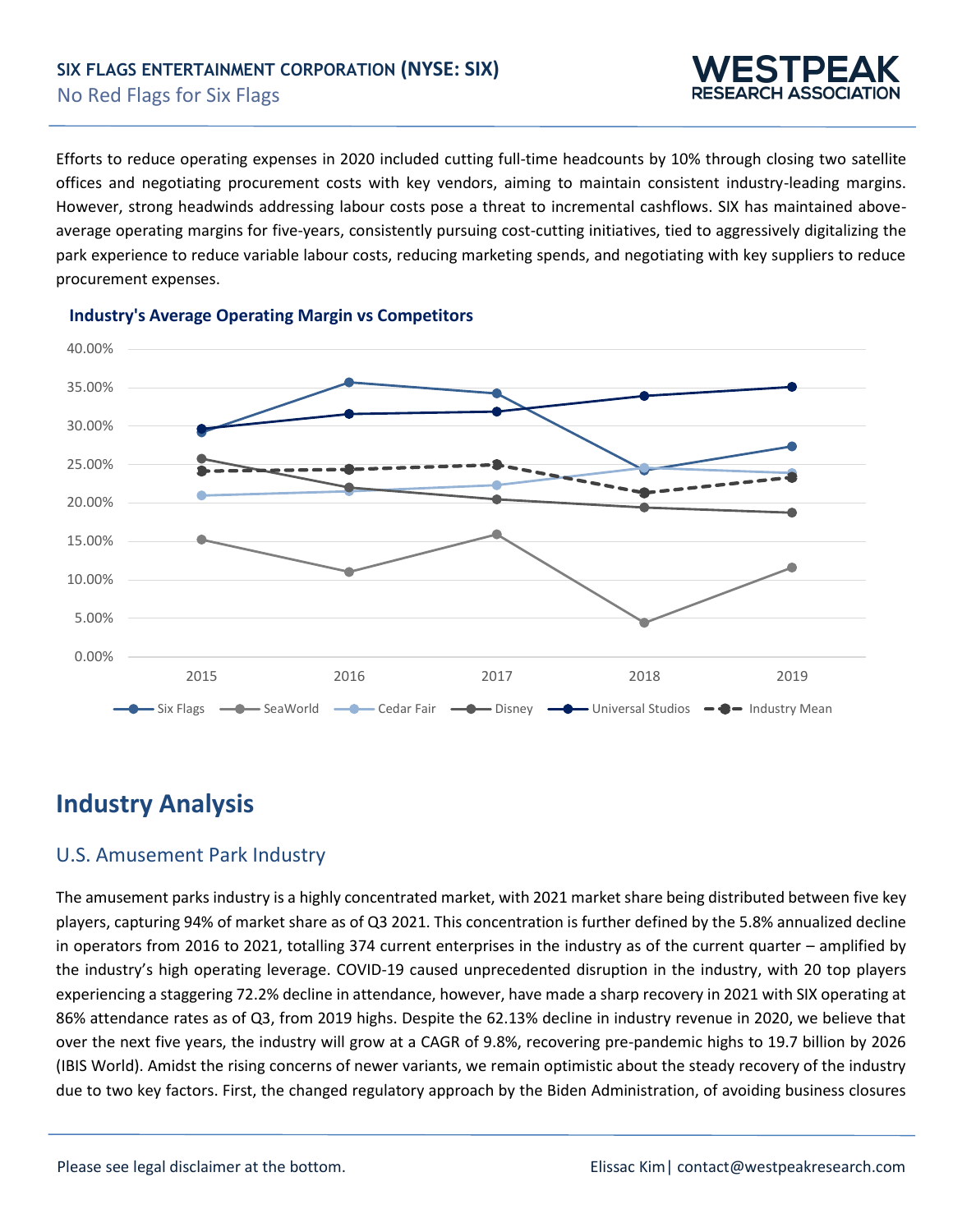Efforts to reduce operating expenses in 2020 included cutting full-time headcounts by 10% through closing two satellite offices and negotiating procurement costs with key vendors, aiming to maintain consistent industry-leading margins. However, strong headwinds addressing labour costs pose a threat to incremental cashflows. SIX has maintained above-average operating margins for five-years, consistently pursuing cost-cutting initiatives, tied to aggressively digitalizing the park experience to reduce variable labour costs, reducing marketing spends, and negotiating with key suppliers to reduce procurement expenses.

**Industry's Average Operating Margin vs Competitors**

# Industry Analysis

## U.S. Amusement Park Industry

The amusement parks industry is a highly concentrated market, with 2021 market share being distributed between five key players, capturing 94% of market share as of Q3 2021. This concentration is further defined by the 5.8% annualized decline in operators from 2016 to 2021, totalling 374 current enterprises in the industry as of the current quarter – amplified by the industry's high operating leverage. COVID-19 caused unprecedented disruption in the industry, with 20 top players experiencing a staggering 72.2% decline in attendance, however, have made a sharp recovery in 2021 with SIX operating at 86% attendance rates as of Q3, from 2019 highs. Despite the 62.13% decline in industry revenue in 2020, we believe that over the next five years, the industry will grow at a CAGR of 9.8%, recovering pre-pandemic highs to 19.7 billion by 2026 (IBIS World). Amidst the rising concerns of newer variants, we remain optimistic about the steady recovery of the industry due to two key factors. First, the changed regulatory approach by the Biden Administration, of avoiding business closures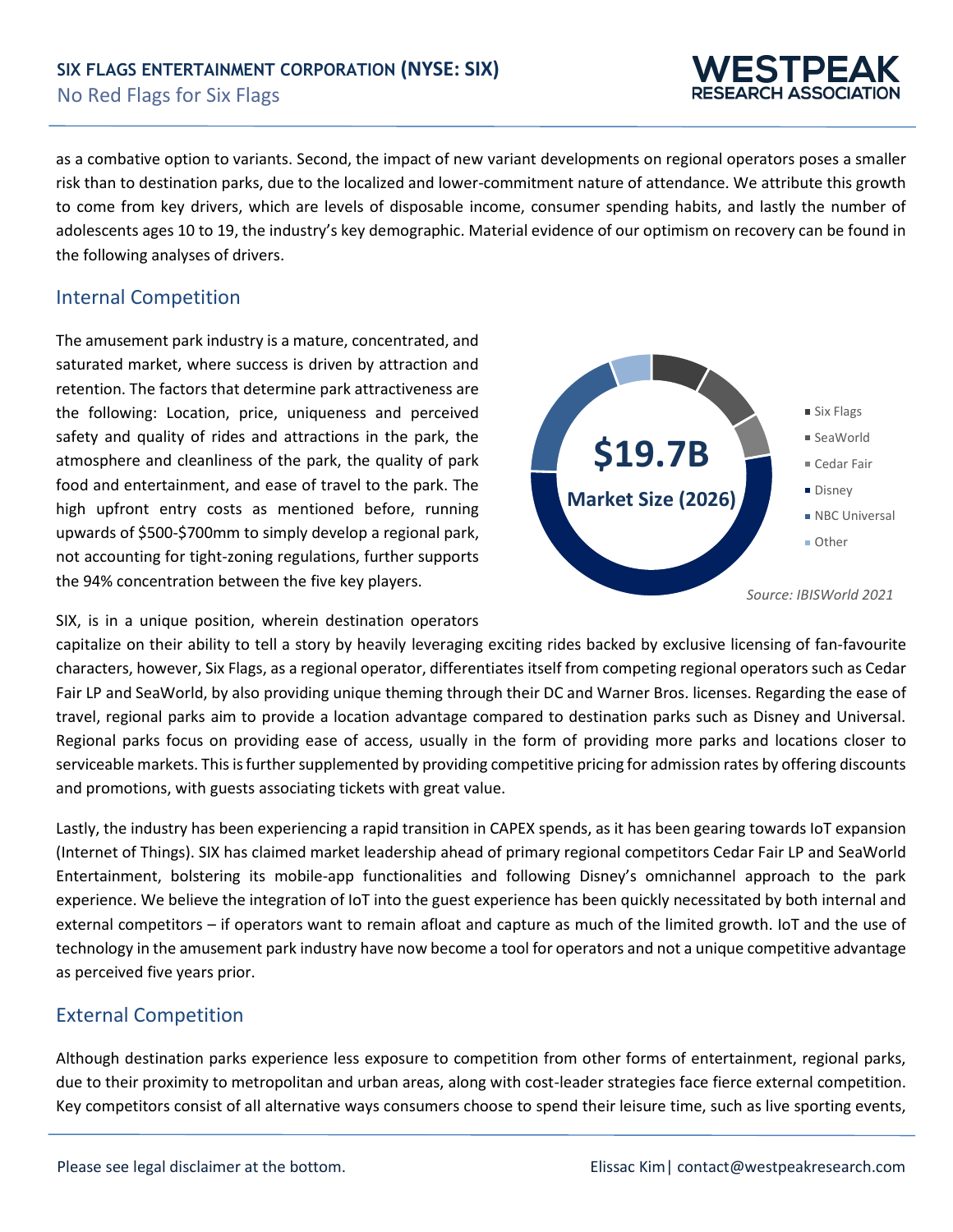as a combative option to variants. Second, the impact of new variant developments on regional operators poses a smaller risk than to destination parks, due to the localized and lower-commitment nature of attendance. We attribute this growth to come from key drivers, which are levels of disposable income, consumer spending habits, and lastly the number of adolescents ages 10 to 19, the industry's key demographic. Material evidence of our optimism on recovery can be found in the following analyses of drivers.

## Internal Competition

The amusement park industry is a mature, concentrated, and saturated market, where success is driven by attraction and retention. The factors that determine park attractiveness are the following: Location, price, uniqueness and perceived safety and quality of rides and attractions in the park, the atmosphere and cleanliness of the park, the quality of park food and entertainment, and ease of travel to the park. The high upfront entry costs as mentioned before, running upwards of $500-$700mm to simply develop a regional park, not accounting for tight-zoning regulations, further supports the 94% concentration between the five key players.

**$19.7B**
**Market Size (2026)**

- Six Flags
- SeaWorld
- Cedar Fair
- Disney
- NBC Universal
- Other

*Source: IBISWorld 2021*

SIX, is in a unique position, wherein destination operators capitalize on their ability to tell a story by heavily leveraging exciting rides backed by exclusive licensing of fan-favourite characters, however, Six Flags, as a regional operator, differentiates itself from competing regional operators such as Cedar Fair LP and SeaWorld, by also providing unique theming through their DC and Warner Bros. licenses. Regarding the ease of travel, regional parks aim to provide a location advantage compared to destination parks such as Disney and Universal. Regional parks focus on providing ease of access, usually in the form of providing more parks and locations closer to serviceable markets. This is further supplemented by providing competitive pricing for admission rates by offering discounts and promotions, with guests associating tickets with great value.

Lastly, the industry has been experiencing a rapid transition in CAPEX spends, as it has been gearing towards IoT expansion (Internet of Things). SIX has claimed market leadership ahead of primary regional competitors Cedar Fair LP and SeaWorld Entertainment, bolstering its mobile-app functionalities and following Disney's omnichannel approach to the park experience. We believe the integration of IoT into the guest experience has been quickly necessitated by both internal and external competitors – if operators want to remain afloat and capture as much of the limited growth. IoT and the use of technology in the amusement park industry have now become a tool for operators and not a unique competitive advantage as perceived five years prior.

## External Competition

Although destination parks experience less exposure to competition from other forms of entertainment, regional parks, due to their proximity to metropolitan and urban areas, along with cost-leader strategies face fierce external competition. Key competitors consist of all alternative ways consumers choose to spend their leisure time, such as live sporting events,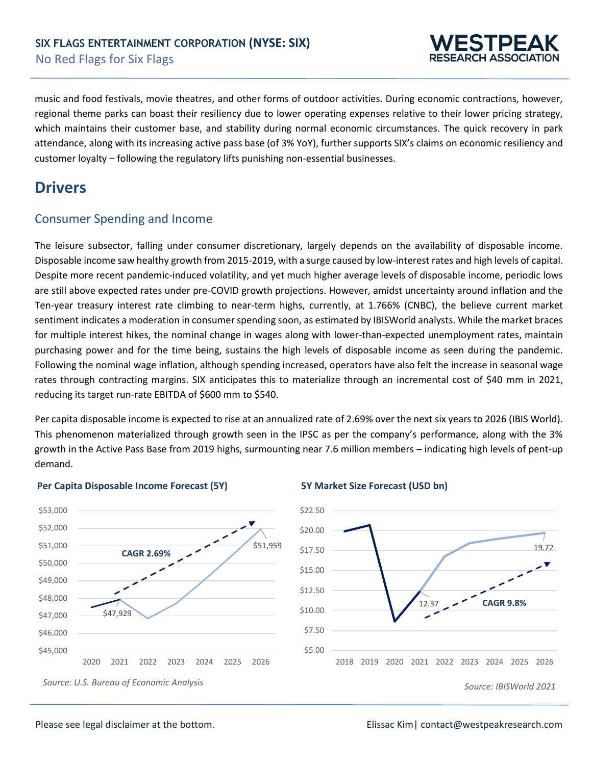music and food festivals, movie theatres, and other forms of outdoor activities. During economic contractions, however, regional theme parks can boast their resiliency due to lower operating expenses relative to their lower pricing strategy, which maintains their customer base, and stability during normal economic circumstances. The quick recovery in park attendance, along with its increasing active pass base (of 3% YoY), further supports SIX's claims on economic resiliency and customer loyalty – following the regulatory lifts punishing non-essential businesses.

## Drivers

### Consumer Spending and Income

The leisure subsector, falling under consumer discretionary, largely depends on the availability of disposable income. Disposable income saw healthy growth from 2015-2019, with a surge caused by low-interest rates and high levels of capital. Despite more recent pandemic-induced volatility, and yet much higher average levels of disposable income, periodic lows are still above expected rates under pre-COVID growth projections. However, amidst uncertainty around inflation and the Ten-year treasury interest rate climbing to near-term highs, currently, at 1.766% (CNBC), the believe current market sentiment indicates a moderation in consumer spending soon, as estimated by IBISWorld analysts. While the market braces for multiple interest hikes, the nominal change in wages along with lower-than-expected unemployment rates, maintain purchasing power and for the time being, sustains the high levels of disposable income as seen during the pandemic. Following the nominal wage inflation, although spending increased, operators have also felt the increase in seasonal wage rates through contracting margins. SIX anticipates this to materialize through an incremental cost of $40 mm in 2021, reducing its target run-rate EBITDA of $600 mm to $540.

Per capita disposable income is expected to rise at an annualized rate of 2.69% over the next six years to 2026 (IBIS World). This phenomenon materialized through growth seen in the IPSC as per the company's performance, along with the 3% growth in the Active Pass Base from 2019 highs, surmounting near 7.6 million members – indicating high levels of pent-up demand.

**Per Capita Disposable Income Forecast (5Y)**

CAGR 2.69%; 2021: $47,929; 2026: $51,959

*Source: U.S. Bureau of Economic Analysis*

**5Y Market Size Forecast (USD bn)**

CAGR 9.8%; 2021: 12.37; 2026: 19.72

*Source: IBISWorld 2021*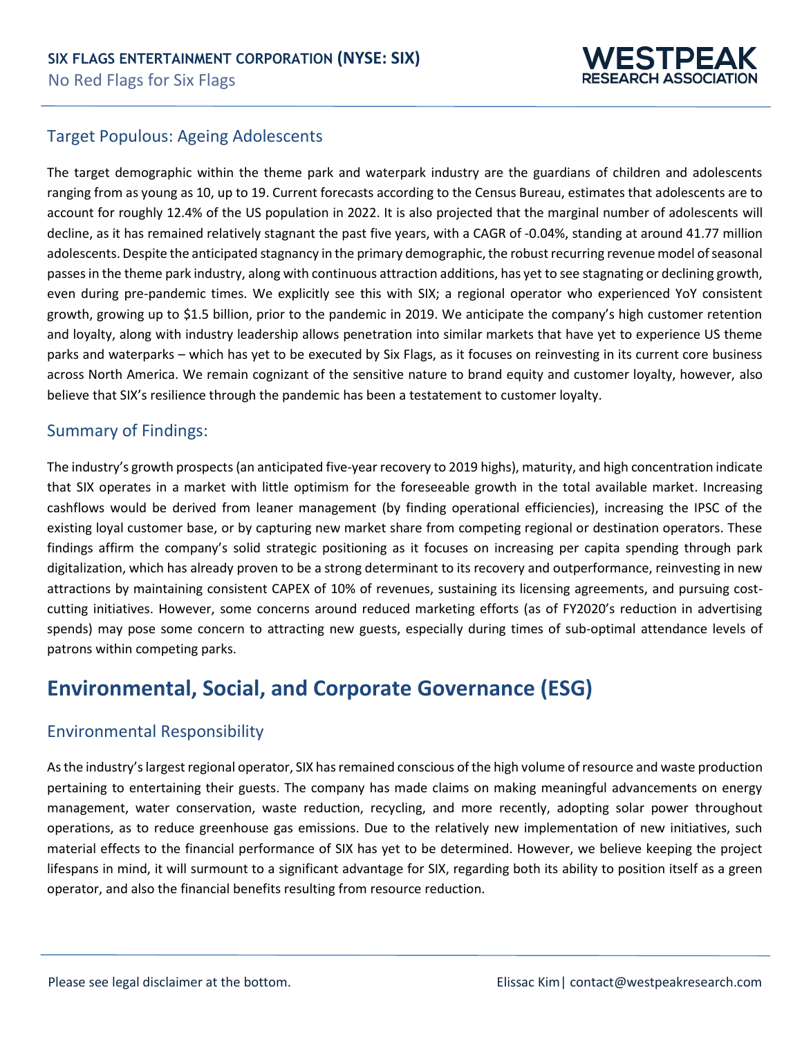## Target Populous: Ageing Adolescents

The target demographic within the theme park and waterpark industry are the guardians of children and adolescents ranging from as young as 10, up to 19. Current forecasts according to the Census Bureau, estimates that adolescents are to account for roughly 12.4% of the US population in 2022. It is also projected that the marginal number of adolescents will decline, as it has remained relatively stagnant the past five years, with a CAGR of -0.04%, standing at around 41.77 million adolescents. Despite the anticipated stagnancy in the primary demographic, the robust recurring revenue model of seasonal passes in the theme park industry, along with continuous attraction additions, has yet to see stagnating or declining growth, even during pre-pandemic times. We explicitly see this with SIX; a regional operator who experienced YoY consistent growth, growing up to $1.5 billion, prior to the pandemic in 2019. We anticipate the company's high customer retention and loyalty, along with industry leadership allows penetration into similar markets that have yet to experience US theme parks and waterparks – which has yet to be executed by Six Flags, as it focuses on reinvesting in its current core business across North America. We remain cognizant of the sensitive nature to brand equity and customer loyalty, however, also believe that SIX's resilience through the pandemic has been a testatement to customer loyalty.

## Summary of Findings:

The industry's growth prospects (an anticipated five-year recovery to 2019 highs), maturity, and high concentration indicate that SIX operates in a market with little optimism for the foreseeable growth in the total available market. Increasing cashflows would be derived from leaner management (by finding operational efficiencies), increasing the IPSC of the existing loyal customer base, or by capturing new market share from competing regional or destination operators. These findings affirm the company's solid strategic positioning as it focuses on increasing per capita spending through park digitalization, which has already proven to be a strong determinant to its recovery and outperformance, reinvesting in new attractions by maintaining consistent CAPEX of 10% of revenues, sustaining its licensing agreements, and pursuing cost-cutting initiatives. However, some concerns around reduced marketing efforts (as of FY2020's reduction in advertising spends) may pose some concern to attracting new guests, especially during times of sub-optimal attendance levels of patrons within competing parks.

# Environmental, Social, and Corporate Governance (ESG)

## Environmental Responsibility

As the industry's largest regional operator, SIX has remained conscious of the high volume of resource and waste production pertaining to entertaining their guests. The company has made claims on making meaningful advancements on energy management, water conservation, waste reduction, recycling, and more recently, adopting solar power throughout operations, as to reduce greenhouse gas emissions. Due to the relatively new implementation of new initiatives, such material effects to the financial performance of SIX has yet to be determined. However, we believe keeping the project lifespans in mind, it will surmount to a significant advantage for SIX, regarding both its ability to position itself as a green operator, and also the financial benefits resulting from resource reduction.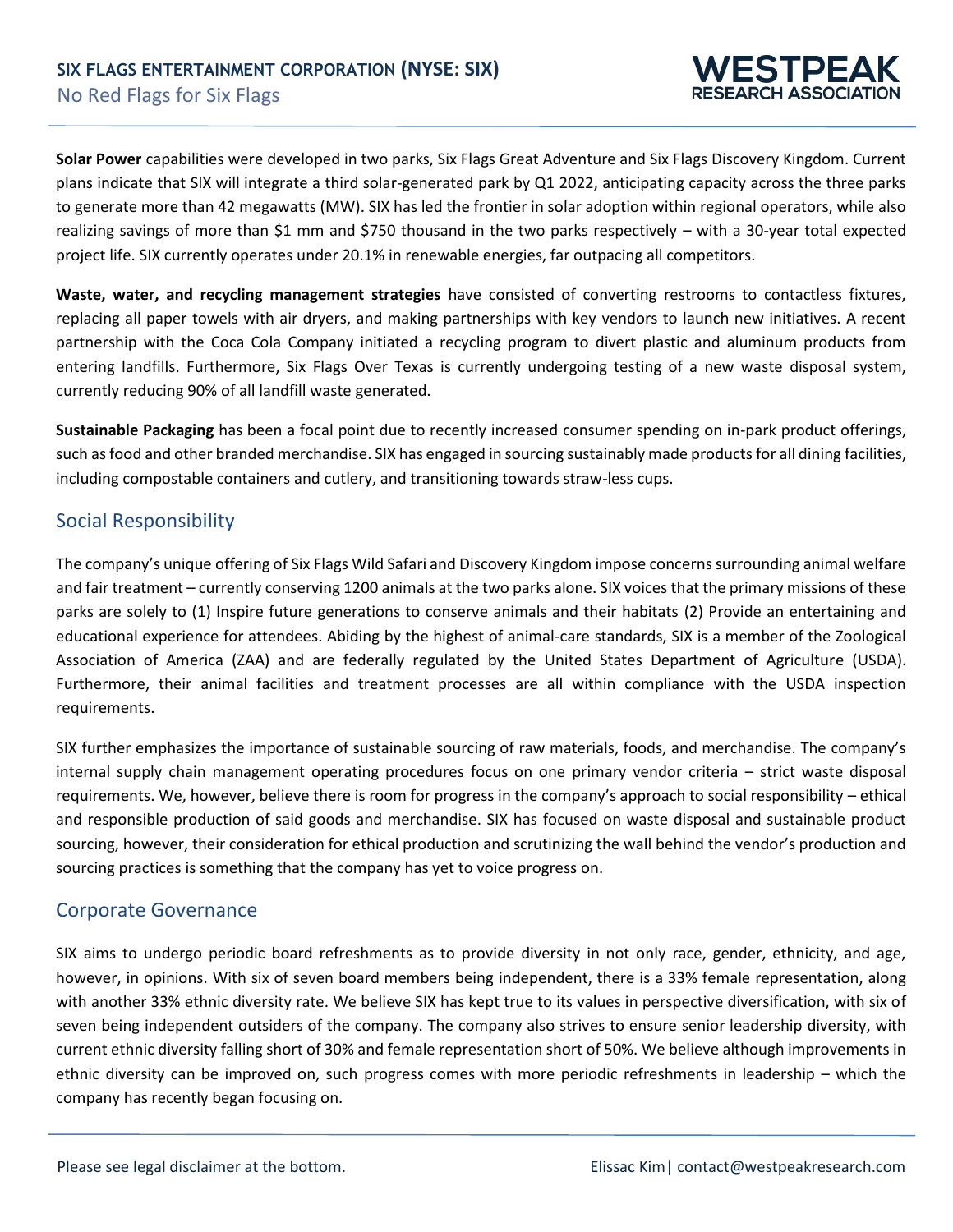**Solar Power** capabilities were developed in two parks, Six Flags Great Adventure and Six Flags Discovery Kingdom. Current plans indicate that SIX will integrate a third solar-generated park by Q1 2022, anticipating capacity across the three parks to generate more than 42 megawatts (MW). SIX has led the frontier in solar adoption within regional operators, while also realizing savings of more than $1 mm and $750 thousand in the two parks respectively – with a 30-year total expected project life. SIX currently operates under 20.1% in renewable energies, far outpacing all competitors.

**Waste, water, and recycling management strategies** have consisted of converting restrooms to contactless fixtures, replacing all paper towels with air dryers, and making partnerships with key vendors to launch new initiatives. A recent partnership with the Coca Cola Company initiated a recycling program to divert plastic and aluminum products from entering landfills. Furthermore, Six Flags Over Texas is currently undergoing testing of a new waste disposal system, currently reducing 90% of all landfill waste generated.

**Sustainable Packaging** has been a focal point due to recently increased consumer spending on in-park product offerings, such as food and other branded merchandise. SIX has engaged in sourcing sustainably made products for all dining facilities, including compostable containers and cutlery, and transitioning towards straw-less cups.

## Social Responsibility

The company's unique offering of Six Flags Wild Safari and Discovery Kingdom impose concerns surrounding animal welfare and fair treatment – currently conserving 1200 animals at the two parks alone. SIX voices that the primary missions of these parks are solely to (1) Inspire future generations to conserve animals and their habitats (2) Provide an entertaining and educational experience for attendees. Abiding by the highest of animal-care standards, SIX is a member of the Zoological Association of America (ZAA) and are federally regulated by the United States Department of Agriculture (USDA). Furthermore, their animal facilities and treatment processes are all within compliance with the USDA inspection requirements.

SIX further emphasizes the importance of sustainable sourcing of raw materials, foods, and merchandise. The company's internal supply chain management operating procedures focus on one primary vendor criteria – strict waste disposal requirements. We, however, believe there is room for progress in the company's approach to social responsibility – ethical and responsible production of said goods and merchandise. SIX has focused on waste disposal and sustainable product sourcing, however, their consideration for ethical production and scrutinizing the wall behind the vendor's production and sourcing practices is something that the company has yet to voice progress on.

## Corporate Governance

SIX aims to undergo periodic board refreshments as to provide diversity in not only race, gender, ethnicity, and age, however, in opinions. With six of seven board members being independent, there is a 33% female representation, along with another 33% ethnic diversity rate. We believe SIX has kept true to its values in perspective diversification, with six of seven being independent outsiders of the company. The company also strives to ensure senior leadership diversity, with current ethnic diversity falling short of 30% and female representation short of 50%. We believe although improvements in ethnic diversity can be improved on, such progress comes with more periodic refreshments in leadership – which the company has recently began focusing on.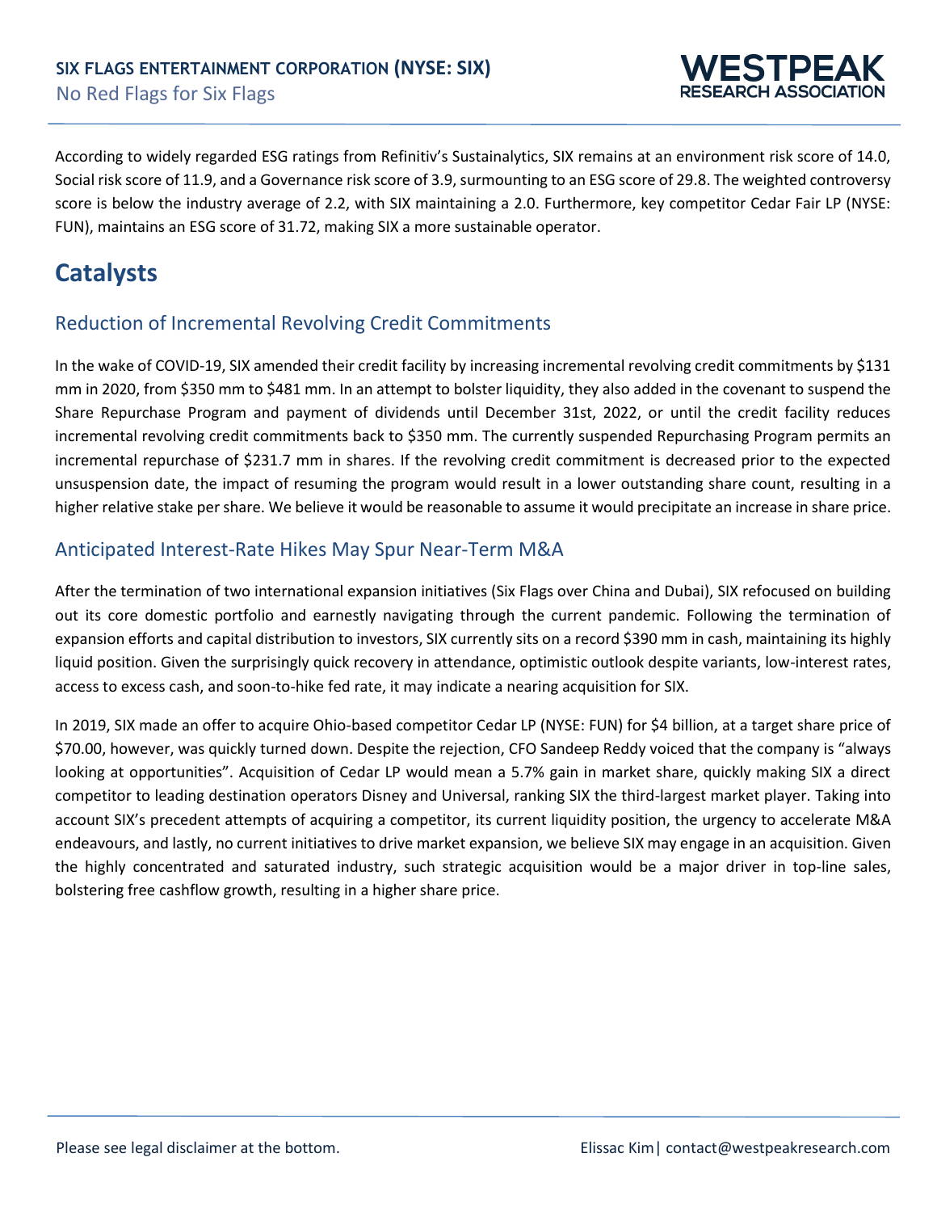According to widely regarded ESG ratings from Refinitiv's Sustainalytics, SIX remains at an environment risk score of 14.0, Social risk score of 11.9, and a Governance risk score of 3.9, surmounting to an ESG score of 29.8. The weighted controversy score is below the industry average of 2.2, with SIX maintaining a 2.0. Furthermore, key competitor Cedar Fair LP (NYSE: FUN), maintains an ESG score of 31.72, making SIX a more sustainable operator.

# Catalysts

## Reduction of Incremental Revolving Credit Commitments

In the wake of COVID-19, SIX amended their credit facility by increasing incremental revolving credit commitments by $131 mm in 2020, from $350 mm to $481 mm. In an attempt to bolster liquidity, they also added in the covenant to suspend the Share Repurchase Program and payment of dividends until December 31st, 2022, or until the credit facility reduces incremental revolving credit commitments back to $350 mm. The currently suspended Repurchasing Program permits an incremental repurchase of $231.7 mm in shares. If the revolving credit commitment is decreased prior to the expected unsuspension date, the impact of resuming the program would result in a lower outstanding share count, resulting in a higher relative stake per share. We believe it would be reasonable to assume it would precipitate an increase in share price.

## Anticipated Interest-Rate Hikes May Spur Near-Term M&A

After the termination of two international expansion initiatives (Six Flags over China and Dubai), SIX refocused on building out its core domestic portfolio and earnestly navigating through the current pandemic. Following the termination of expansion efforts and capital distribution to investors, SIX currently sits on a record $390 mm in cash, maintaining its highly liquid position. Given the surprisingly quick recovery in attendance, optimistic outlook despite variants, low-interest rates, access to excess cash, and soon-to-hike fed rate, it may indicate a nearing acquisition for SIX.

In 2019, SIX made an offer to acquire Ohio-based competitor Cedar LP (NYSE: FUN) for $4 billion, at a target share price of $70.00, however, was quickly turned down. Despite the rejection, CFO Sandeep Reddy voiced that the company is "always looking at opportunities". Acquisition of Cedar LP would mean a 5.7% gain in market share, quickly making SIX a direct competitor to leading destination operators Disney and Universal, ranking SIX the third-largest market player. Taking into account SIX's precedent attempts of acquiring a competitor, its current liquidity position, the urgency to accelerate M&A endeavours, and lastly, no current initiatives to drive market expansion, we believe SIX may engage in an acquisition. Given the highly concentrated and saturated industry, such strategic acquisition would be a major driver in top-line sales, bolstering free cashflow growth, resulting in a higher share price.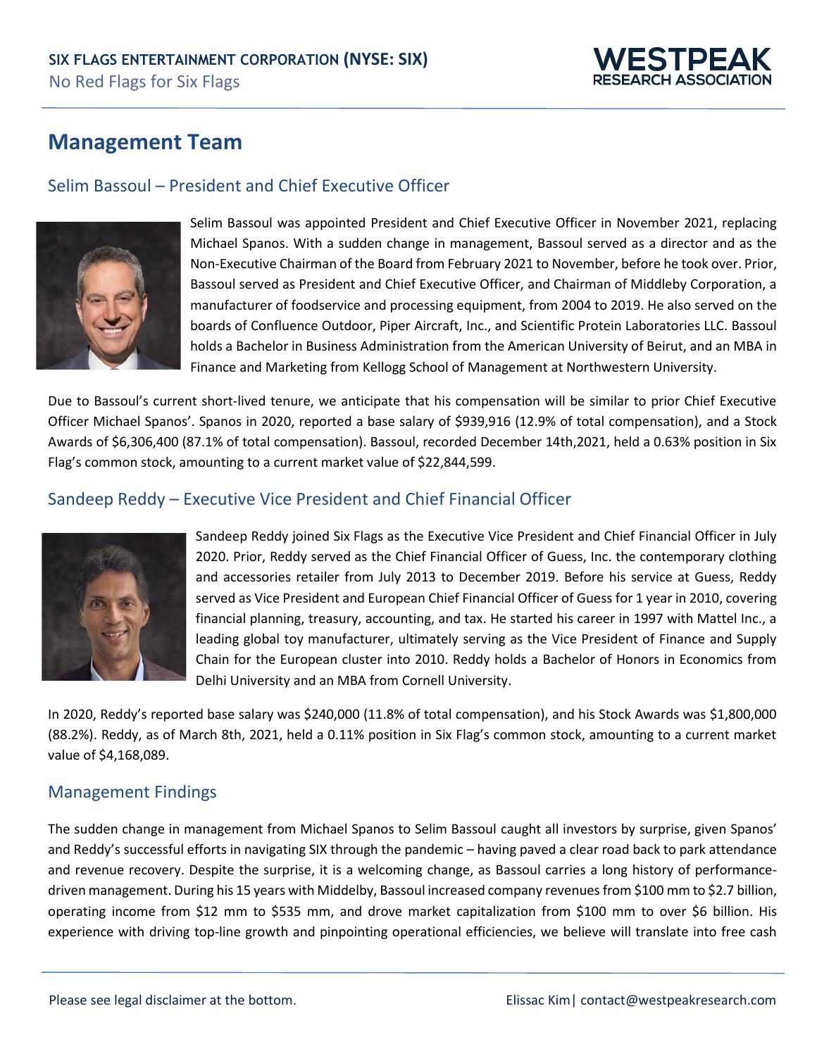## Management Team

### Selim Bassoul – President and Chief Executive Officer

Selim Bassoul was appointed President and Chief Executive Officer in November 2021, replacing Michael Spanos. With a sudden change in management, Bassoul served as a director and as the Non-Executive Chairman of the Board from February 2021 to November, before he took over. Prior, Bassoul served as President and Chief Executive Officer, and Chairman of Middleby Corporation, a manufacturer of foodservice and processing equipment, from 2004 to 2019. He also served on the boards of Confluence Outdoor, Piper Aircraft, Inc., and Scientific Protein Laboratories LLC. Bassoul holds a Bachelor in Business Administration from the American University of Beirut, and an MBA in Finance and Marketing from Kellogg School of Management at Northwestern University.

Due to Bassoul's current short-lived tenure, we anticipate that his compensation will be similar to prior Chief Executive Officer Michael Spanos'. Spanos in 2020, reported a base salary of $939,916 (12.9% of total compensation), and a Stock Awards of $6,306,400 (87.1% of total compensation). Bassoul, recorded December 14th,2021, held a 0.63% position in Six Flag's common stock, amounting to a current market value of $22,844,599.

### Sandeep Reddy – Executive Vice President and Chief Financial Officer

Sandeep Reddy joined Six Flags as the Executive Vice President and Chief Financial Officer in July 2020. Prior, Reddy served as the Chief Financial Officer of Guess, Inc. the contemporary clothing and accessories retailer from July 2013 to December 2019. Before his service at Guess, Reddy served as Vice President and European Chief Financial Officer of Guess for 1 year in 2010, covering financial planning, treasury, accounting, and tax. He started his career in 1997 with Mattel Inc., a leading global toy manufacturer, ultimately serving as the Vice President of Finance and Supply Chain for the European cluster into 2010. Reddy holds a Bachelor of Honors in Economics from Delhi University and an MBA from Cornell University.

In 2020, Reddy's reported base salary was $240,000 (11.8% of total compensation), and his Stock Awards was $1,800,000 (88.2%). Reddy, as of March 8th, 2021, held a 0.11% position in Six Flag's common stock, amounting to a current market value of $4,168,089.

### Management Findings

The sudden change in management from Michael Spanos to Selim Bassoul caught all investors by surprise, given Spanos' and Reddy's successful efforts in navigating SIX through the pandemic – having paved a clear road back to park attendance and revenue recovery. Despite the surprise, it is a welcoming change, as Bassoul carries a long history of performance-driven management. During his 15 years with Middelby, Bassoul increased company revenues from $100 mm to $2.7 billion, operating income from $12 mm to $535 mm, and drove market capitalization from $100 mm to over $6 billion. His experience with driving top-line growth and pinpointing operational efficiencies, we believe will translate into free cash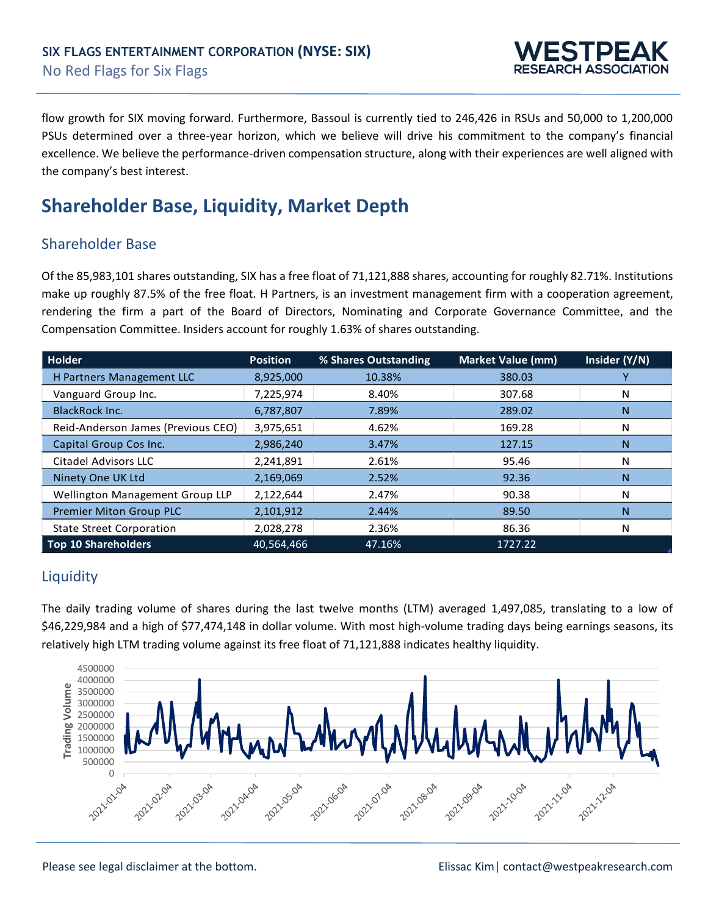flow growth for SIX moving forward. Furthermore, Bassoul is currently tied to 246,426 in RSUs and 50,000 to 1,200,000 PSUs determined over a three-year horizon, which we believe will drive his commitment to the company's financial excellence. We believe the performance-driven compensation structure, along with their experiences are well aligned with the company's best interest.

## Shareholder Base, Liquidity, Market Depth

### Shareholder Base

Of the 85,983,101 shares outstanding, SIX has a free float of 71,121,888 shares, accounting for roughly 82.71%. Institutions make up roughly 87.5% of the free float. H Partners, is an investment management firm with a cooperation agreement, rendering the firm a part of the Board of Directors, Nominating and Corporate Governance Committee, and the Compensation Committee. Insiders account for roughly 1.63% of shares outstanding.

| Holder | Position | % Shares Outstanding | Market Value (mm) | Insider (Y/N) |
|---|---|---|---|---|
| H Partners Management LLC | 8,925,000 | 10.38% | 380.03 | Y |
| Vanguard Group Inc. | 7,225,974 | 8.40% | 307.68 | N |
| BlackRock Inc. | 6,787,807 | 7.89% | 289.02 | N |
| Reid-Anderson James (Previous CEO) | 3,975,651 | 4.62% | 169.28 | N |
| Capital Group Cos Inc. | 2,986,240 | 3.47% | 127.15 | N |
| Citadel Advisors LLC | 2,241,891 | 2.61% | 95.46 | N |
| Ninety One UK Ltd | 2,169,069 | 2.52% | 92.36 | N |
| Wellington Management Group LLP | 2,122,644 | 2.47% | 90.38 | N |
| Premier Miton Group PLC | 2,101,912 | 2.44% | 89.50 | N |
| State Street Corporation | 2,028,278 | 2.36% | 86.36 | N |
| **Top 10 Shareholders** | 40,564,466 | 47.16% | 1727.22 | |

### Liquidity

The daily trading volume of shares during the last twelve months (LTM) averaged 1,497,085, translating to a low of $46,229,984 and a high of $77,474,148 in dollar volume. With most high-volume trading days being earnings seasons, its relatively high LTM trading volume against its free float of 71,121,888 indicates healthy liquidity.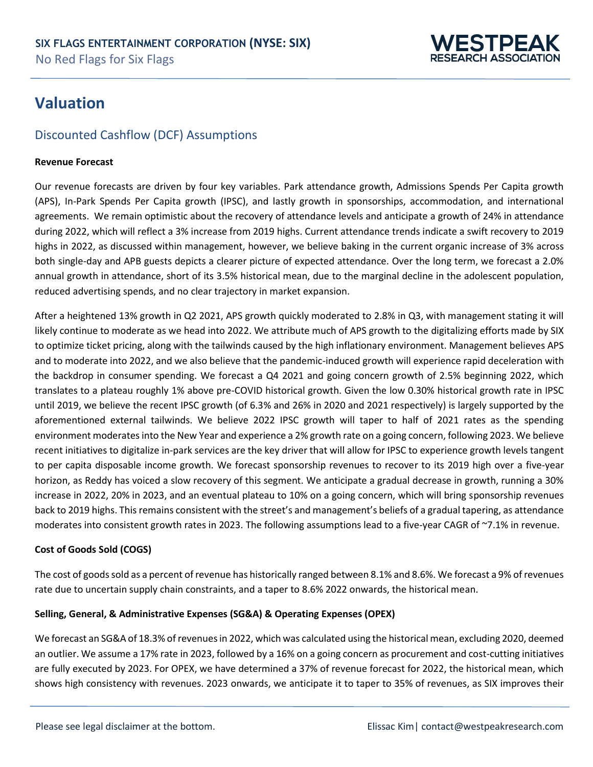## Valuation

### Discounted Cashflow (DCF) Assumptions

**Revenue Forecast**

Our revenue forecasts are driven by four key variables. Park attendance growth, Admissions Spends Per Capita growth (APS), In-Park Spends Per Capita growth (IPSC), and lastly growth in sponsorships, accommodation, and international agreements. We remain optimistic about the recovery of attendance levels and anticipate a growth of 24% in attendance during 2022, which will reflect a 3% increase from 2019 highs. Current attendance trends indicate a swift recovery to 2019 highs in 2022, as discussed within management, however, we believe baking in the current organic increase of 3% across both single-day and APB guests depicts a clearer picture of expected attendance. Over the long term, we forecast a 2.0% annual growth in attendance, short of its 3.5% historical mean, due to the marginal decline in the adolescent population, reduced advertising spends, and no clear trajectory in market expansion.

After a heightened 13% growth in Q2 2021, APS growth quickly moderated to 2.8% in Q3, with management stating it will likely continue to moderate as we head into 2022. We attribute much of APS growth to the digitalizing efforts made by SIX to optimize ticket pricing, along with the tailwinds caused by the high inflationary environment. Management believes APS and to moderate into 2022, and we also believe that the pandemic-induced growth will experience rapid deceleration with the backdrop in consumer spending. We forecast a Q4 2021 and going concern growth of 2.5% beginning 2022, which translates to a plateau roughly 1% above pre-COVID historical growth. Given the low 0.30% historical growth rate in IPSC until 2019, we believe the recent IPSC growth (of 6.3% and 26% in 2020 and 2021 respectively) is largely supported by the aforementioned external tailwinds. We believe 2022 IPSC growth will taper to half of 2021 rates as the spending environment moderates into the New Year and experience a 2% growth rate on a going concern, following 2023. We believe recent initiatives to digitalize in-park services are the key driver that will allow for IPSC to experience growth levels tangent to per capita disposable income growth. We forecast sponsorship revenues to recover to its 2019 high over a five-year horizon, as Reddy has voiced a slow recovery of this segment. We anticipate a gradual decrease in growth, running a 30% increase in 2022, 20% in 2023, and an eventual plateau to 10% on a going concern, which will bring sponsorship revenues back to 2019 highs. This remains consistent with the street's and management's beliefs of a gradual tapering, as attendance moderates into consistent growth rates in 2023. The following assumptions lead to a five-year CAGR of ~7.1% in revenue.

**Cost of Goods Sold (COGS)**

The cost of goods sold as a percent of revenue has historically ranged between 8.1% and 8.6%. We forecast a 9% of revenues rate due to uncertain supply chain constraints, and a taper to 8.6% 2022 onwards, the historical mean.

**Selling, General, & Administrative Expenses (SG&A) & Operating Expenses (OPEX)**

We forecast an SG&A of 18.3% of revenues in 2022, which was calculated using the historical mean, excluding 2020, deemed an outlier. We assume a 17% rate in 2023, followed by a 16% on a going concern as procurement and cost-cutting initiatives are fully executed by 2023. For OPEX, we have determined a 37% of revenue forecast for 2022, the historical mean, which shows high consistency with revenues. 2023 onwards, we anticipate it to taper to 35% of revenues, as SIX improves their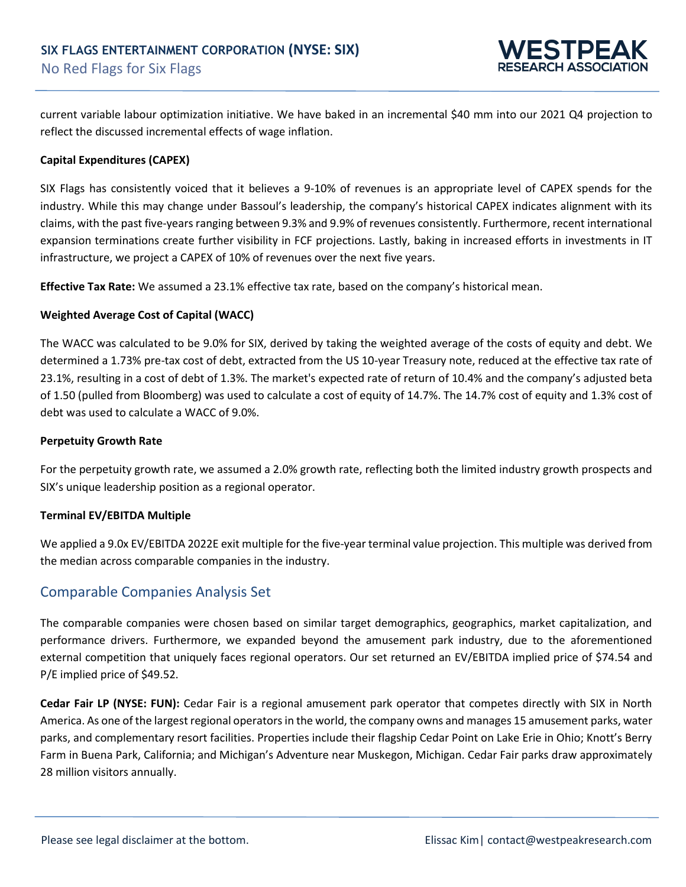current variable labour optimization initiative. We have baked in an incremental $40 mm into our 2021 Q4 projection to reflect the discussed incremental effects of wage inflation.

**Capital Expenditures (CAPEX)**

SIX Flags has consistently voiced that it believes a 9-10% of revenues is an appropriate level of CAPEX spends for the industry. While this may change under Bassoul's leadership, the company's historical CAPEX indicates alignment with its claims, with the past five-years ranging between 9.3% and 9.9% of revenues consistently. Furthermore, recent international expansion terminations create further visibility in FCF projections. Lastly, baking in increased efforts in investments in IT infrastructure, we project a CAPEX of 10% of revenues over the next five years.

**Effective Tax Rate:** We assumed a 23.1% effective tax rate, based on the company's historical mean.

**Weighted Average Cost of Capital (WACC)**

The WACC was calculated to be 9.0% for SIX, derived by taking the weighted average of the costs of equity and debt. We determined a 1.73% pre-tax cost of debt, extracted from the US 10-year Treasury note, reduced at the effective tax rate of 23.1%, resulting in a cost of debt of 1.3%. The market's expected rate of return of 10.4% and the company's adjusted beta of 1.50 (pulled from Bloomberg) was used to calculate a cost of equity of 14.7%. The 14.7% cost of equity and 1.3% cost of debt was used to calculate a WACC of 9.0%.

**Perpetuity Growth Rate**

For the perpetuity growth rate, we assumed a 2.0% growth rate, reflecting both the limited industry growth prospects and SIX's unique leadership position as a regional operator.

**Terminal EV/EBITDA Multiple**

We applied a 9.0x EV/EBITDA 2022E exit multiple for the five-year terminal value projection. This multiple was derived from the median across comparable companies in the industry.

## Comparable Companies Analysis Set

The comparable companies were chosen based on similar target demographics, geographics, market capitalization, and performance drivers. Furthermore, we expanded beyond the amusement park industry, due to the aforementioned external competition that uniquely faces regional operators. Our set returned an EV/EBITDA implied price of $74.54 and P/E implied price of $49.52.

**Cedar Fair LP (NYSE: FUN):** Cedar Fair is a regional amusement park operator that competes directly with SIX in North America. As one of the largest regional operators in the world, the company owns and manages 15 amusement parks, water parks, and complementary resort facilities. Properties include their flagship Cedar Point on Lake Erie in Ohio; Knott's Berry Farm in Buena Park, California; and Michigan's Adventure near Muskegon, Michigan. Cedar Fair parks draw approximately 28 million visitors annually.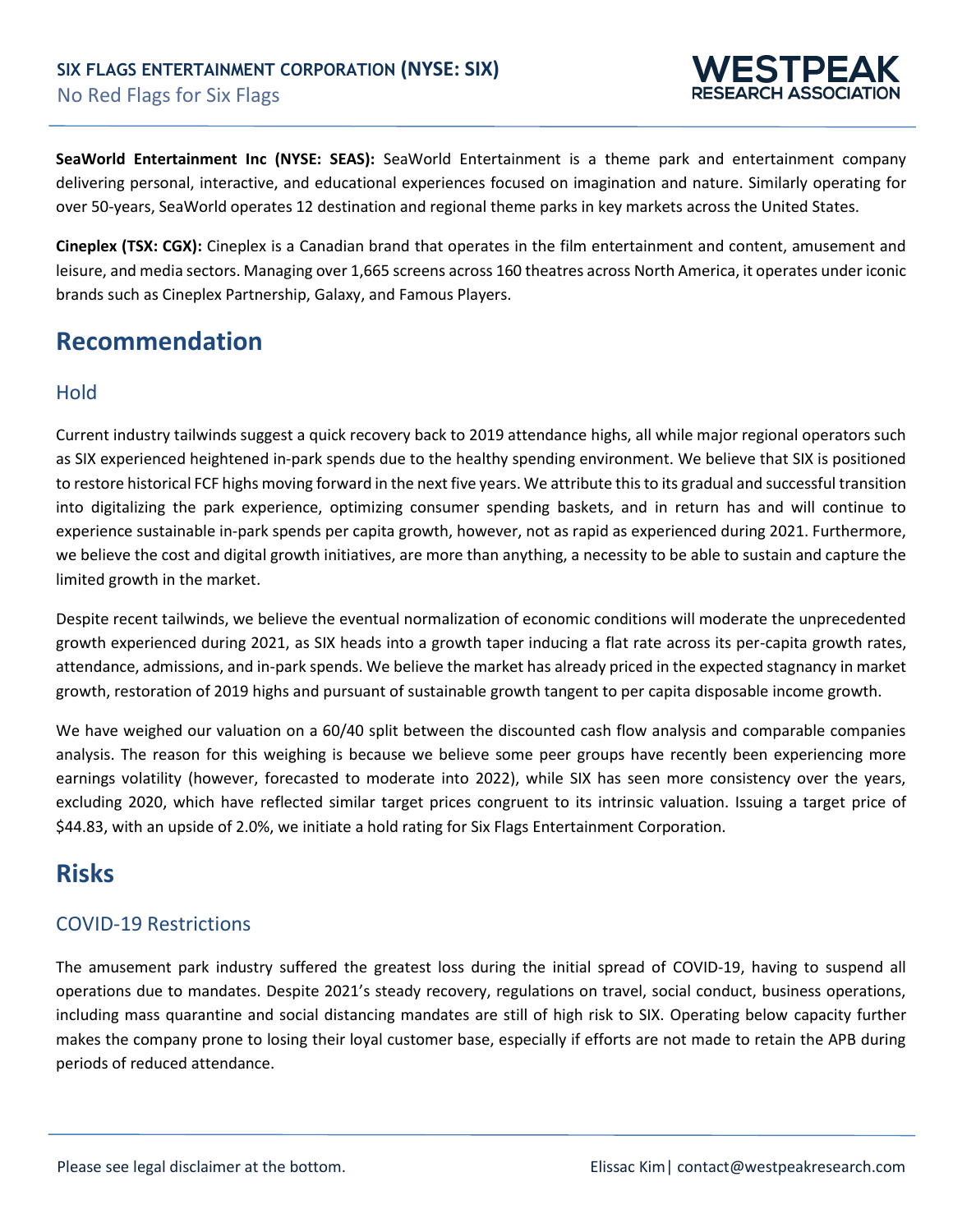**SeaWorld Entertainment Inc (NYSE: SEAS):** SeaWorld Entertainment is a theme park and entertainment company delivering personal, interactive, and educational experiences focused on imagination and nature. Similarly operating for over 50-years, SeaWorld operates 12 destination and regional theme parks in key markets across the United States.

**Cineplex (TSX: CGX):** Cineplex is a Canadian brand that operates in the film entertainment and content, amusement and leisure, and media sectors. Managing over 1,665 screens across 160 theatres across North America, it operates under iconic brands such as Cineplex Partnership, Galaxy, and Famous Players.

# Recommendation

## Hold

Current industry tailwinds suggest a quick recovery back to 2019 attendance highs, all while major regional operators such as SIX experienced heightened in-park spends due to the healthy spending environment. We believe that SIX is positioned to restore historical FCF highs moving forward in the next five years. We attribute this to its gradual and successful transition into digitalizing the park experience, optimizing consumer spending baskets, and in return has and will continue to experience sustainable in-park spends per capita growth, however, not as rapid as experienced during 2021. Furthermore, we believe the cost and digital growth initiatives, are more than anything, a necessity to be able to sustain and capture the limited growth in the market.

Despite recent tailwinds, we believe the eventual normalization of economic conditions will moderate the unprecedented growth experienced during 2021, as SIX heads into a growth taper inducing a flat rate across its per-capita growth rates, attendance, admissions, and in-park spends. We believe the market has already priced in the expected stagnancy in market growth, restoration of 2019 highs and pursuant of sustainable growth tangent to per capita disposable income growth.

We have weighed our valuation on a 60/40 split between the discounted cash flow analysis and comparable companies analysis. The reason for this weighing is because we believe some peer groups have recently been experiencing more earnings volatility (however, forecasted to moderate into 2022), while SIX has seen more consistency over the years, excluding 2020, which have reflected similar target prices congruent to its intrinsic valuation. Issuing a target price of $44.83, with an upside of 2.0%, we initiate a hold rating for Six Flags Entertainment Corporation.

# Risks

## COVID-19 Restrictions

The amusement park industry suffered the greatest loss during the initial spread of COVID-19, having to suspend all operations due to mandates. Despite 2021's steady recovery, regulations on travel, social conduct, business operations, including mass quarantine and social distancing mandates are still of high risk to SIX. Operating below capacity further makes the company prone to losing their loyal customer base, especially if efforts are not made to retain the APB during periods of reduced attendance.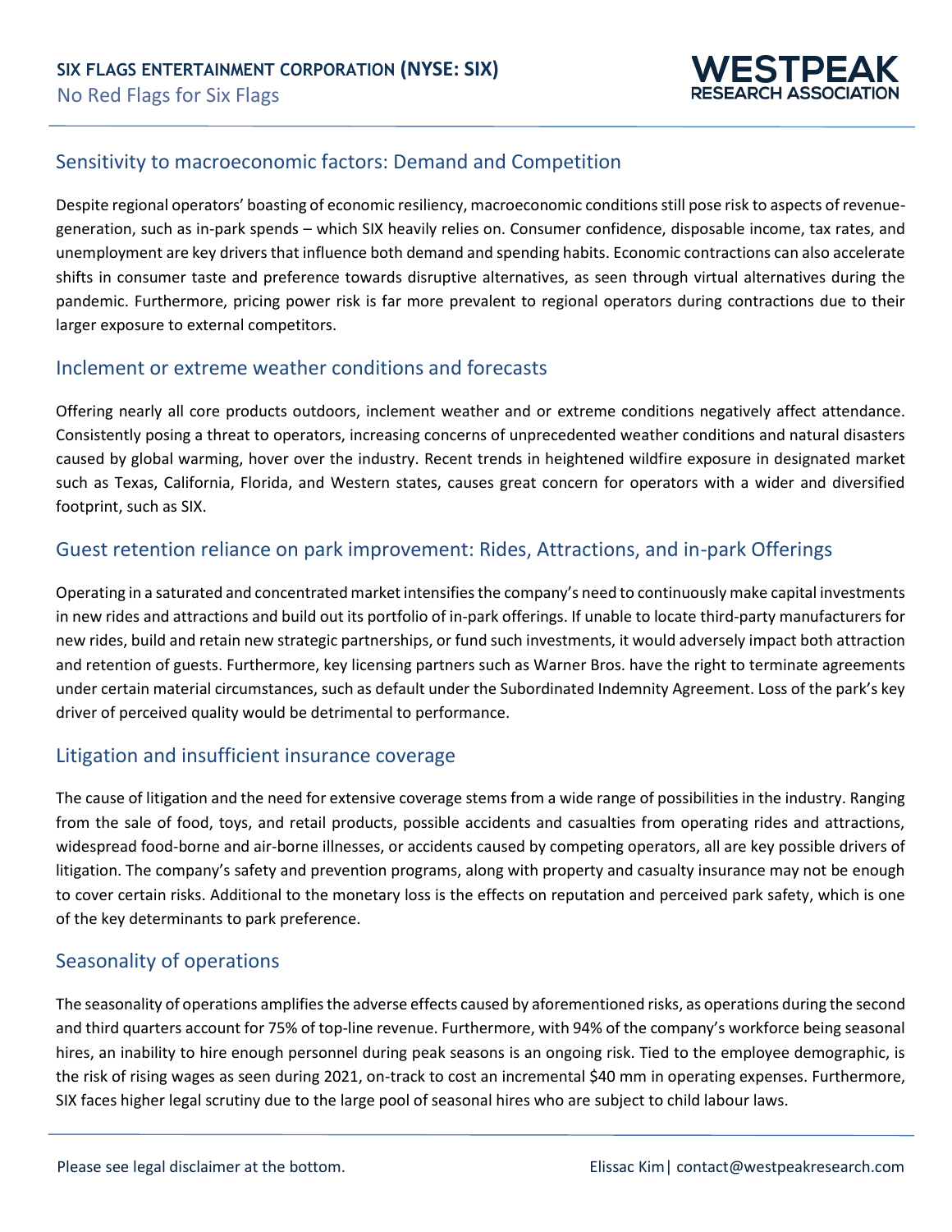## Sensitivity to macroeconomic factors: Demand and Competition

Despite regional operators' boasting of economic resiliency, macroeconomic conditions still pose risk to aspects of revenue-generation, such as in-park spends – which SIX heavily relies on. Consumer confidence, disposable income, tax rates, and unemployment are key drivers that influence both demand and spending habits. Economic contractions can also accelerate shifts in consumer taste and preference towards disruptive alternatives, as seen through virtual alternatives during the pandemic. Furthermore, pricing power risk is far more prevalent to regional operators during contractions due to their larger exposure to external competitors.

## Inclement or extreme weather conditions and forecasts

Offering nearly all core products outdoors, inclement weather and or extreme conditions negatively affect attendance. Consistently posing a threat to operators, increasing concerns of unprecedented weather conditions and natural disasters caused by global warming, hover over the industry. Recent trends in heightened wildfire exposure in designated market such as Texas, California, Florida, and Western states, causes great concern for operators with a wider and diversified footprint, such as SIX.

## Guest retention reliance on park improvement: Rides, Attractions, and in-park Offerings

Operating in a saturated and concentrated market intensifies the company's need to continuously make capital investments in new rides and attractions and build out its portfolio of in-park offerings. If unable to locate third-party manufacturers for new rides, build and retain new strategic partnerships, or fund such investments, it would adversely impact both attraction and retention of guests. Furthermore, key licensing partners such as Warner Bros. have the right to terminate agreements under certain material circumstances, such as default under the Subordinated Indemnity Agreement. Loss of the park's key driver of perceived quality would be detrimental to performance.

## Litigation and insufficient insurance coverage

The cause of litigation and the need for extensive coverage stems from a wide range of possibilities in the industry. Ranging from the sale of food, toys, and retail products, possible accidents and casualties from operating rides and attractions, widespread food-borne and air-borne illnesses, or accidents caused by competing operators, all are key possible drivers of litigation. The company's safety and prevention programs, along with property and casualty insurance may not be enough to cover certain risks. Additional to the monetary loss is the effects on reputation and perceived park safety, which is one of the key determinants to park preference.

## Seasonality of operations

The seasonality of operations amplifies the adverse effects caused by aforementioned risks, as operations during the second and third quarters account for 75% of top-line revenue. Furthermore, with 94% of the company's workforce being seasonal hires, an inability to hire enough personnel during peak seasons is an ongoing risk. Tied to the employee demographic, is the risk of rising wages as seen during 2021, on-track to cost an incremental $40 mm in operating expenses. Furthermore, SIX faces higher legal scrutiny due to the large pool of seasonal hires who are subject to child labour laws.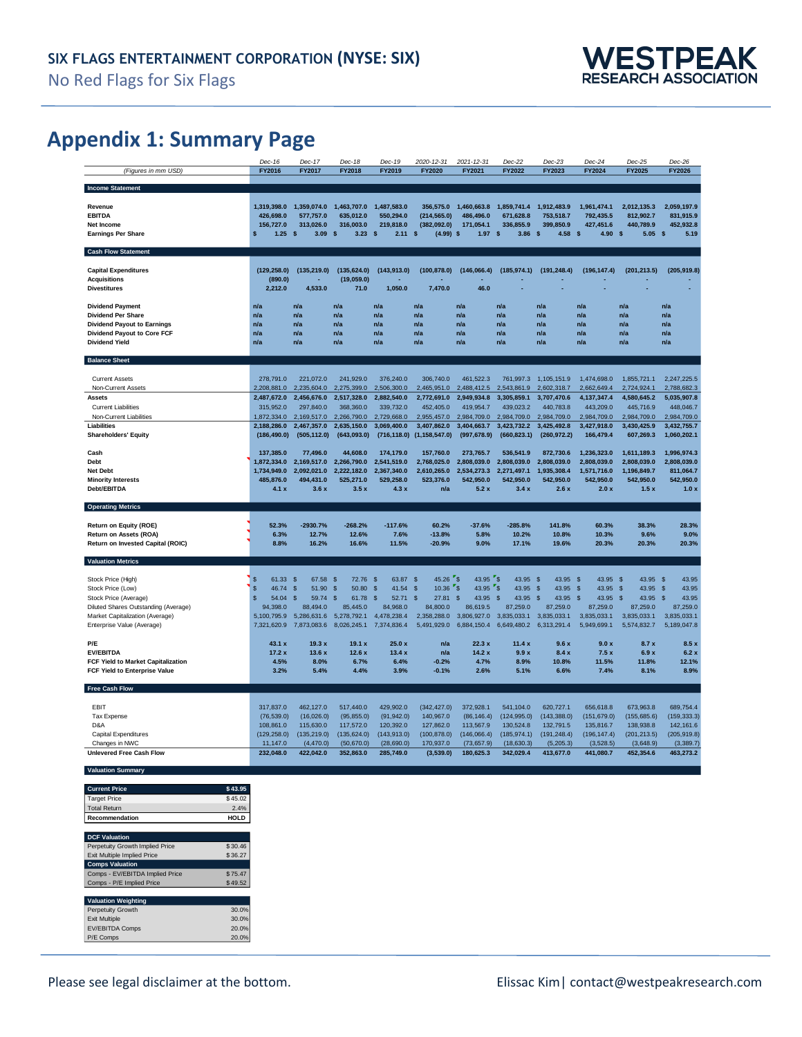## Appendix 1: Summary Page

| (Figures in mm USD) | Dec-16 FY2016 | Dec-17 FY2017 | Dec-18 FY2018 | Dec-19 FY2019 | 2020-12-31 FY2020 | 2021-12-31 FY2021 | Dec-22 FY2022 | Dec-23 FY2023 | Dec-24 FY2024 | Dec-25 FY2025 | Dec-26 FY2026 |
|---|---|---|---|---|---|---|---|---|---|---|---|
| **Income Statement** | | | | | | | | | | | |
| **Revenue** | 1,319,398.0 | 1,359,074.0 | 1,463,707.0 | 1,487,583.0 | 356,575.0 | 1,460,663.8 | 1,859,741.4 | 1,912,483.9 | 1,961,474.1 | 2,012,135.3 | 2,059,197.9 |
| **EBITDA** | 426,698.0 | 577,757.0 | 635,012.0 | 550,294.0 | (214,565.0) | 486,496.0 | 671,628.8 | 753,518.7 | 792,435.5 | 812,902.7 | 831,915.9 |
| **Net Income** | 156,727.0 | 313,026.0 | 316,003.0 | 219,818.0 | (382,092.0) | 171,054.1 | 336,855.9 | 399,850.9 | 427,451.6 | 440,789.9 | 452,932.8 |
| **Earnings Per Share** | $ 1.25 | $ 3.09 | $ 3.23 | $ 2.11 | $ (4.99) | $ 1.97 | $ 3.86 | $ 4.58 | $ 4.90 | $ 5.05 | $ 5.19 |
| **Cash Flow Statement** | | | | | | | | | | | |
| **Capital Expenditures** | (129,258.0) | (135,219.0) | (135,624.0) | (143,913.0) | (100,878.0) | (146,066.4) | (185,974.1) | (191,248.4) | (196,147.4) | (201,213.5) | (205,919.8) |
| **Acquisitions** | (890.0) | - | (19,059.0) | - | - | - | - | - | - | - | - |
| **Divestitures** | 2,212.0 | 4,533.0 | 71.0 | 1,050.0 | 7,470.0 | 46.0 | - | - | - | - | - |
| **Dividend Payment** | n/a | n/a | n/a | n/a | n/a | n/a | n/a | n/a | n/a | n/a | n/a |
| **Dividend Per Share** | n/a | n/a | n/a | n/a | n/a | n/a | n/a | n/a | n/a | n/a | n/a |
| **Dividend Payout to Earnings** | n/a | n/a | n/a | n/a | n/a | n/a | n/a | n/a | n/a | n/a | n/a |
| **Dividend Payout to Core FCF** | n/a | n/a | n/a | n/a | n/a | n/a | n/a | n/a | n/a | n/a | n/a |
| **Dividend Yield** | n/a | n/a | n/a | n/a | n/a | n/a | n/a | n/a | n/a | n/a | n/a |
| **Balance Sheet** | | | | | | | | | | | |
| Current Assets | 278,791.0 | 221,072.0 | 241,929.0 | 376,240.0 | 306,740.0 | 461,522.3 | 761,997.3 | 1,105,151.9 | 1,474,698.0 | 1,855,721.1 | 2,247,225.5 |
| Non-Current Assets | 2,208,881.0 | 2,235,604.0 | 2,275,399.0 | 2,506,300.0 | 2,465,951.0 | 2,488,412.5 | 2,543,861.9 | 2,602,318.7 | 2,662,649.4 | 2,724,924.1 | 2,788,682.3 |
| **Assets** | 2,487,672.0 | 2,456,676.0 | 2,517,328.0 | 2,882,540.0 | 2,772,691.0 | 2,949,934.8 | 3,305,859.1 | 3,707,470.6 | 4,137,347.4 | 4,580,645.2 | 5,035,907.8 |
| Current Liabilities | 315,952.0 | 297,840.0 | 368,360.0 | 339,732.0 | 452,405.0 | 419,954.7 | 439,023.2 | 440,783.8 | 443,209.0 | 445,716.9 | 448,046.7 |
| Non-Current Liabilities | 1,872,334.0 | 2,169,517.0 | 2,266,790.0 | 2,729,668.0 | 2,955,457.0 | 2,984,709.0 | 2,984,709.0 | 2,984,709.0 | 2,984,709.0 | 2,984,709.0 | 2,984,709.0 |
| **Liabilities** | 2,188,286.0 | 2,467,357.0 | 2,635,150.0 | 3,069,400.0 | 3,407,862.0 | 3,404,663.7 | 3,423,732.2 | 3,425,492.8 | 3,427,918.0 | 3,430,425.9 | 3,432,755.7 |
| **Shareholders' Equity** | (186,490.0) | (505,112.0) | (643,093.0) | (716,118.0) | (1,158,547.0) | (997,678.9) | (660,823.1) | (260,972.2) | 166,479.4 | 607,269.3 | 1,060,202.1 |
| **Cash** | 137,385.0 | 77,496.0 | 44,608.0 | 174,179.0 | 157,760.0 | 273,765.7 | 536,541.9 | 872,730.6 | 1,236,323.0 | 1,611,189.3 | 1,996,974.3 |
| **Debt** | 1,872,334.0 | 2,169,517.0 | 2,266,790.0 | 2,541,519.0 | 2,768,025.0 | 2,808,039.0 | 2,808,039.0 | 2,808,039.0 | 2,808,039.0 | 2,808,039.0 | 2,808,039.0 |
| **Net Debt** | 1,734,949.0 | 2,092,021.0 | 2,222,182.0 | 2,367,340.0 | 2,610,265.0 | 2,534,273.3 | 2,271,497.1 | 1,935,308.4 | 1,571,716.0 | 1,196,849.7 | 811,064.7 |
| **Minority Interests** | 485,876.0 | 494,431.0 | 525,271.0 | 529,258.0 | 523,376.0 | 542,950.0 | 542,950.0 | 542,950.0 | 542,950.0 | 542,950.0 | 542,950.0 |
| **Debt/EBITDA** | 4.1 x | 3.6 x | 3.5 x | 4.3 x | n/a | 5.2 x | 3.4 x | 2.6 x | 2.0 x | 1.5 x | 1.0 x |
| **Operating Metrics** | | | | | | | | | | | |
| **Return on Equity (ROE)** | 52.3% | -2930.7% | -268.2% | -117.6% | 60.2% | -37.6% | -285.8% | 141.8% | 60.3% | 38.3% | 28.3% |
| **Return on Assets (ROA)** | 6.3% | 12.7% | 12.6% | 7.6% | -13.8% | 5.8% | 10.2% | 10.8% | 10.3% | 9.6% | 9.0% |
| **Return on Invested Capital (ROIC)** | 8.8% | 16.2% | 16.6% | 11.5% | -20.9% | 9.0% | 17.1% | 19.6% | 20.3% | 20.3% | 20.3% |
| **Valuation Metrics** | | | | | | | | | | | |
| Stock Price (High) | $ 61.33 | $ 67.58 | $ 72.76 | $ 63.87 | $ 45.26 | $ 43.95 | $ 43.95 | $ 43.95 | $ 43.95 | $ 43.95 | $ 43.95 |
| Stock Price (Low) | $ 46.74 | $ 51.90 | $ 50.80 | $ 41.54 | $ 10.36 | $ 43.95 | $ 43.95 | $ 43.95 | $ 43.95 | $ 43.95 | $ 43.95 |
| Stock Price (Average) | $ 54.04 | $ 59.74 | $ 61.78 | $ 52.71 | $ 27.81 | $ 43.95 | $ 43.95 | $ 43.95 | $ 43.95 | $ 43.95 | $ 43.95 |
| Diluted Shares Outstanding (Average) | 94,398.0 | 88,494.0 | 85,445.0 | 84,968.0 | 84,800.0 | 86,619.5 | 87,259.0 | 87,259.0 | 87,259.0 | 87,259.0 | 87,259.0 |
| Market Capitalization (Average) | 5,100,795.9 | 5,286,631.6 | 5,278,792.1 | 4,478,238.4 | 2,358,288.0 | 3,806,927.0 | 3,835,033.1 | 3,835,033.1 | 3,835,033.1 | 3,835,033.1 | 3,835,033.1 |
| Enterprise Value (Average) | 7,321,620.9 | 7,873,083.6 | 8,026,245.1 | 7,374,836.4 | 5,491,929.0 | 6,884,150.4 | 6,649,480.2 | 6,313,291.4 | 5,949,699.1 | 5,574,832.7 | 5,189,047.8 |
| **P/E** | 43.1 x | 19.3 x | 19.1 x | 25.0 x | n/a | 22.3 x | 11.4 x | 9.6 x | 9.0 x | 8.7 x | 8.5 x |
| **EV/EBITDA** | 17.2 x | 13.6 x | 12.6 x | 13.4 x | n/a | 14.2 x | 9.9 x | 8.4 x | 7.5 x | 6.9 x | 6.2 x |
| **FCF Yield to Market Capitalization** | 4.5% | 8.0% | 6.7% | 6.4% | -0.2% | 4.7% | 8.9% | 10.8% | 11.5% | 11.8% | 12.1% |
| **FCF Yield to Enterprise Value** | 3.2% | 5.4% | 4.4% | 3.9% | -0.1% | 2.6% | 5.1% | 6.6% | 7.4% | 8.1% | 8.9% |
| **Free Cash Flow** | | | | | | | | | | | |
| EBIT | 317,837.0 | 462,127.0 | 517,440.0 | 429,902.0 | (342,427.0) | 372,928.1 | 541,104.0 | 620,727.1 | 656,618.8 | 673,963.8 | 689,754.4 |
| Tax Expense | (76,539.0) | (16,026.0) | (95,855.0) | (91,942.0) | 140,967.0 | (86,146.4) | (124,995.0) | (143,388.0) | (151,679.0) | (155,685.6) | (159,333.3) |
| D&A | 108,861.0 | 115,630.0 | 117,572.0 | 120,392.0 | 127,862.0 | 113,567.9 | 130,524.8 | 132,791.5 | 135,816.7 | 138,938.8 | 142,161.6 |
| Capital Expenditures | (129,258.0) | (135,219.0) | (135,624.0) | (143,913.0) | (100,878.0) | (146,066.4) | (185,974.1) | (191,248.4) | (196,147.4) | (201,213.5) | (205,919.8) |
| Changes in NWC | 11,147.0 | (4,470.0) | (50,670.0) | (28,690.0) | 170,937.0 | (73,657.9) | (18,630.3) | (5,205.3) | (3,528.5) | (3,648.9) | (3,389.7) |
| **Unlevered Free Cash Flow** | 232,048.0 | 422,042.0 | 352,863.0 | 285,749.0 | (3,539.0) | 180,625.3 | 342,029.4 | 413,677.0 | 441,080.7 | 452,354.6 | 463,273.2 |

**Valuation Summary**

| **Current Price** | **$ 43.95** |
|---|---|
| Target Price | $ 45.02 |
| Total Return | 2.4% |
| **Recommendation** | **HOLD** |

| **DCF Valuation** | |
|---|---|
| Perpetuity Growth Implied Price | $ 30.46 |
| Exit Multiple Implied Price | $ 36.27 |
| **Comps Valuation** | |
| Comps - EV/EBITDA Implied Price | $ 75.47 |
| Comps - P/E Implied Price | $ 49.52 |

| **Valuation Weighting** | |
|---|---|
| Perpetuity Growth | 30.0% |
| Exit Multiple | 30.0% |
| EV/EBITDA Comps | 20.0% |
| P/E Comps | 20.0% |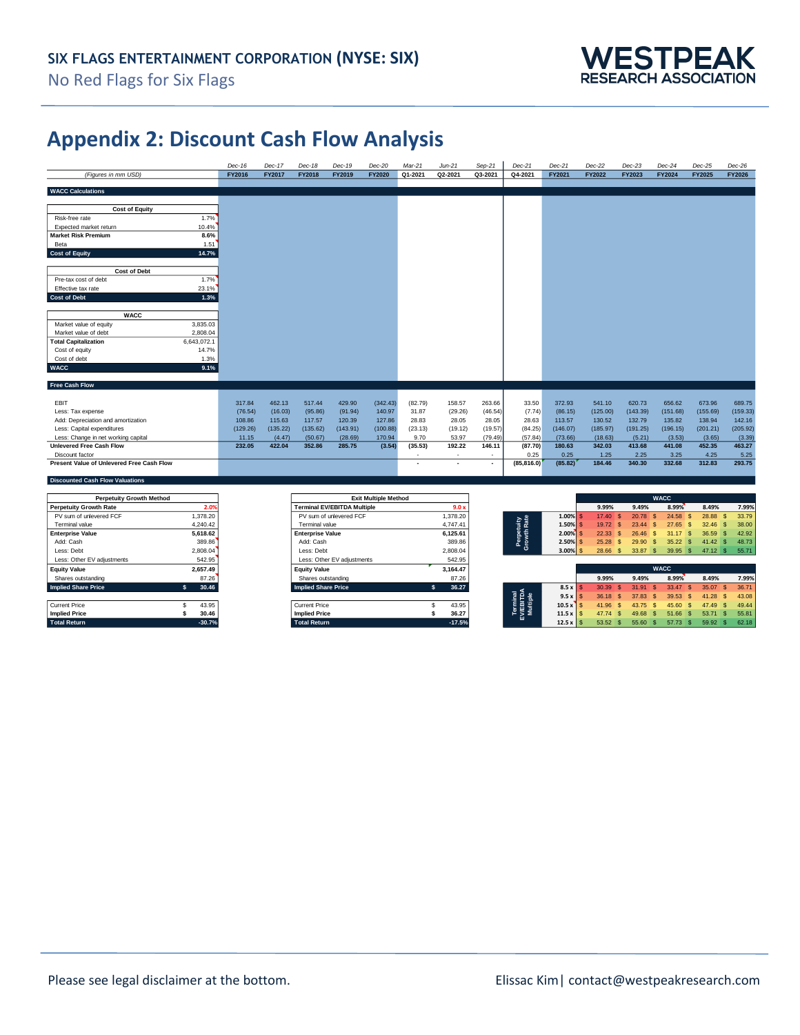## Appendix 2: Discount Cash Flow Analysis

| (Figures in mm USD) | Dec-16 FY2016 | Dec-17 FY2017 | Dec-18 FY2018 | Dec-19 FY2019 | Dec-20 FY2020 | Mar-21 Q1-2021 | Jun-21 Q2-2021 | Sep-21 Q3-2021 | Dec-21 Q4-2021 | Dec-21 FY2021 | Dec-22 FY2022 | Dec-23 FY2023 | Dec-24 FY2024 | Dec-25 FY2025 | Dec-26 FY2026 |
|---|---|---|---|---|---|---|---|---|---|---|---|---|---|---|---|
| **Free Cash Flow** | | | | | | | | | | | | | | | |
| EBIT | 317.84 | 462.13 | 517.44 | 429.90 | (342.43) | (82.79) | 158.57 | 263.66 | 33.50 | 372.93 | 541.10 | 620.73 | 656.62 | 673.96 | 689.75 |
| Less: Tax expense | (76.54) | (16.03) | (95.86) | (91.94) | 140.97 | 31.87 | (29.26) | (46.54) | (7.74) | (86.15) | (125.00) | (143.39) | (151.68) | (155.69) | (159.33) |
| Add: Depreciation and amortization | 108.86 | 115.63 | 117.57 | 120.39 | 127.86 | 28.83 | 28.05 | 28.05 | 28.63 | 113.57 | 130.52 | 132.79 | 135.82 | 138.94 | 142.16 |
| Less: Capital expenditures | (129.26) | (135.22) | (135.62) | (143.91) | (100.88) | (23.13) | (19.12) | (19.57) | (84.25) | (146.07) | (185.97) | (191.25) | (196.15) | (201.21) | (205.92) |
| Less: Change in net working capital | 11.15 | (4.47) | (50.67) | (28.69) | 170.94 | 9.70 | 53.97 | (79.49) | (57.84) | (73.66) | (18.63) | (5.21) | (3.53) | (3.65) | (3.39) |
| **Unlevered Free Cash Flow** | **232.05** | **422.04** | **352.86** | **285.75** | **(3.54)** | **(35.53)** | **192.22** | **146.11** | **(87.70)** | **180.63** | **342.03** | **413.68** | **441.08** | **452.35** | **463.27** |
| Discount factor | | | | | | - | - | - | 0.25 | 0.25 | 1.25 | 2.25 | 3.25 | 4.25 | 5.25 |
| **Present Value of Unlevered Free Cash Flow** | | | | | | - | - | - | (85,816.0) | (85.82) | 184.46 | 340.30 | 332.68 | 312.83 | 293.75 |

**WACC Calculations**

| Cost of Equity | |
|---|---|
| Risk-free rate | 1.7% |
| Expected market return | 10.4% |
| **Market Risk Premium** | **8.6%** |
| Beta | 1.51 |
| **Cost of Equity** | **14.7%** |

| Cost of Debt | |
|---|---|
| Pre-tax cost of debt | 1.7% |
| Effective tax rate | 23.1% |
| **Cost of Debt** | **1.3%** |

| WACC | |
|---|---|
| Market value of equity | 3,835.03 |
| Market value of debt | 2,808.04 |
| **Total Capitalization** | 6,643,072.1 |
| Cost of equity | 14.7% |
| Cost of debt | 1.3% |
| **WACC** | **9.1%** |

**Discounted Cash Flow Valuations**

| Perpetuity Growth Method | |
|---|---|
| **Perpetuity Growth Rate** | 2.0% |
| PV sum of unlevered FCF | 1,378.20 |
| Terminal value | 4,240.42 |
| **Enterprise Value** | **5,618.62** |
| Add: Cash | 389.86 |
| Less: Debt | 2,808.04 |
| Less: Other EV adjustments | 542.95 |
| **Equity Value** | **2,657.49** |
| Shares outstanding | 87.26 |
| **Implied Share Price** | **$ 30.46** |
| Current Price | $ 43.95 |
| **Implied Price** | **$ 30.46** |
| **Total Return** | **-30.7%** |

| Exit Multiple Method | |
|---|---|
| **Terminal EV/EBITDA Multiple** | 9.0 x |
| PV sum of unlevered FCF | 1,378.20 |
| Terminal value | 4,747.41 |
| **Enterprise Value** | **6,125.61** |
| Add: Cash | 389.86 |
| Less: Debt | 2,808.04 |
| Less: Other EV adjustments | 542.95 |
| **Equity Value** | **3,164.47** |
| Shares outstanding | 87.26 |
| **Implied Share Price** | **$ 36.27** |
| Current Price | $ 43.95 |
| **Implied Price** | **$ 36.27** |
| **Total Return** | **-17.5%** |

| Perpetuity Growth Rate \ WACC | 9.99% | 9.49% | 8.99% | 8.49% | 7.99% |
|---|---|---|---|---|---|
| 1.00% | $ 17.40 | $ 20.78 | $ 24.58 | $ 28.88 | $ 33.79 |
| 1.50% | $ 19.72 | $ 23.44 | $ 27.65 | $ 32.46 | $ 38.00 |
| 2.00% | $ 22.33 | $ 26.46 | $ 31.17 | $ 36.59 | $ 42.92 |
| 2.50% | $ 25.28 | $ 29.90 | $ 35.22 | $ 41.42 | $ 48.73 |
| 3.00% | $ 28.66 | $ 33.87 | $ 39.95 | $ 47.12 | $ 55.71 |

| Terminal EV/EBITDA Multiple \ WACC | 9.99% | 9.49% | 8.99% | 8.49% | 7.99% |
|---|---|---|---|---|---|
| 8.5 x | $ 30.39 | $ 31.91 | $ 33.47 | $ 35.07 | $ 36.71 |
| 9.5 x | $ 36.18 | $ 37.83 | $ 39.53 | $ 41.28 | $ 43.08 |
| 10.5 x | $ 41.96 | $ 43.75 | $ 45.60 | $ 47.49 | $ 49.44 |
| 11.5 x | $ 47.74 | $ 49.68 | $ 51.66 | $ 53.71 | $ 55.81 |
| 12.5 x | $ 53.52 | $ 55.60 | $ 57.73 | $ 59.92 | $ 62.18 |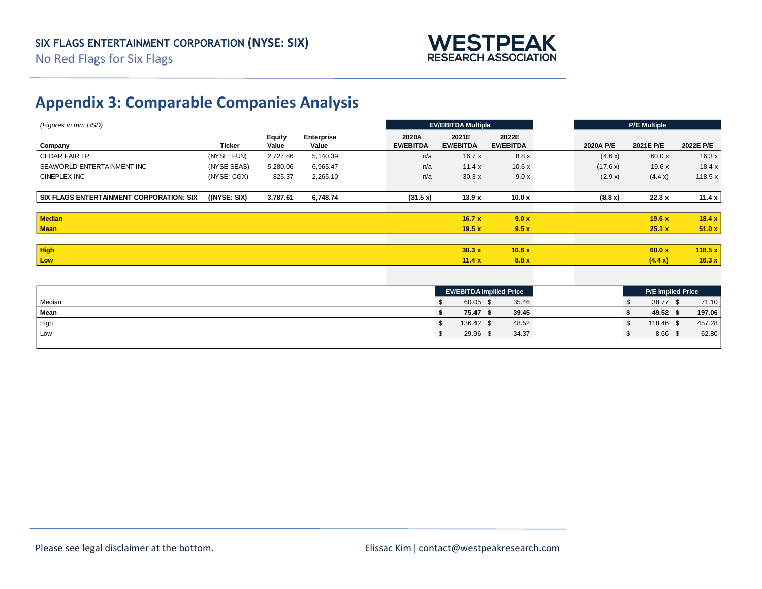## Appendix 3: Comparable Companies Analysis

*(Figures in mm USD)*

| Company | Ticker | Equity Value | Enterprise Value | EV/EBITDA Multiple 2020A EV/EBITDA | 2021E EV/EBITDA | 2022E EV/EBITDA | P/E Multiple 2020A P/E | 2021E P/E | 2022E P/E |
|---|---|---|---|---|---|---|---|---|---|
| CEDAR FAIR LP | (NYSE: FUN) | 2,727.86 | 5,140.39 | n/a | 16.7 x | 8.8 x | (4.6 x) | 60.0 x | 16.3 x |
| SEAWORLD ENTERTAINMENT INC | (NYSE SEAS) | 5,280.06 | 6,965.47 | n/a | 11.4 x | 10.6 x | (17.6 x) | 19.6 x | 18.4 x |
| CINEPLEX INC | (NYSE: CGX) | 825.37 | 2,265.10 | n/a | 30.3 x | 9.0 x | (2.9 x) | (4.4 x) | 118.5 x |
| **SIX FLAGS ENTERTAINMENT CORPORATION: SIX** | **((NYSE: SIX)** | **3,787.61** | **6,748.74** | **(31.5 x)** | **13.9 x** | **10.0 x** | **(8.8 x)** | **22.3 x** | **11.4 x** |
| **Median** | | | | | **16.7 x** | **9.0 x** | | **19.6 x** | **18.4 x** |
| **Mean** | | | | | **19.5 x** | **9.5 x** | | **25.1 x** | **51.0 x** |
| **High** | | | | | **30.3 x** | **10.6 x** | | **60.0 x** | **118.5 x** |
| **Low** | | | | | **11.4 x** | **8.8 x** | | **(4.4 x)** | **16.3 x** |

| | EV/EBITDA Implied Price | | P/E Implied Price | |
|---|---|---|---|---|
| Median | $ 60.05 | $ 35.46 | $ 38.77 | $ 71.10 |
| **Mean** | **$ 75.47** | **$ 39.45** | **$ 49.52** | **$ 197.06** |
| High | $ 136.42 | $ 48.52 | $ 118.46 | $ 457.28 |
| Low | $ 29.96 | $ 34.37 | -$ 8.66 | $ 62.80 |

Please see legal disclaimer at the bottom.

Elissac Kim| contact@westpeakresearch.com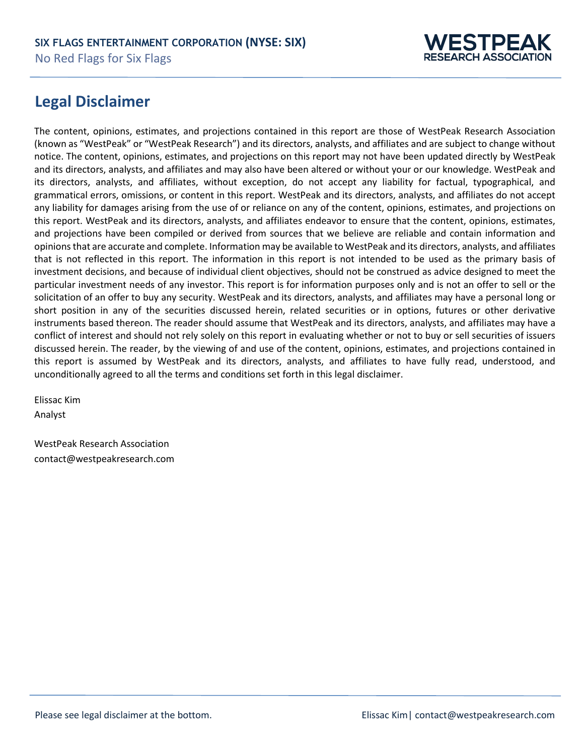## Legal Disclaimer

The content, opinions, estimates, and projections contained in this report are those of WestPeak Research Association (known as "WestPeak" or "WestPeak Research") and its directors, analysts, and affiliates and are subject to change without notice. The content, opinions, estimates, and projections on this report may not have been updated directly by WestPeak and its directors, analysts, and affiliates and may also have been altered or without your or our knowledge. WestPeak and its directors, analysts, and affiliates, without exception, do not accept any liability for factual, typographical, and grammatical errors, omissions, or content in this report. WestPeak and its directors, analysts, and affiliates do not accept any liability for damages arising from the use of or reliance on any of the content, opinions, estimates, and projections on this report. WestPeak and its directors, analysts, and affiliates endeavor to ensure that the content, opinions, estimates, and projections have been compiled or derived from sources that we believe are reliable and contain information and opinions that are accurate and complete. Information may be available to WestPeak and its directors, analysts, and affiliates that is not reflected in this report. The information in this report is not intended to be used as the primary basis of investment decisions, and because of individual client objectives, should not be construed as advice designed to meet the particular investment needs of any investor. This report is for information purposes only and is not an offer to sell or the solicitation of an offer to buy any security. WestPeak and its directors, analysts, and affiliates may have a personal long or short position in any of the securities discussed herein, related securities or in options, futures or other derivative instruments based thereon. The reader should assume that WestPeak and its directors, analysts, and affiliates may have a conflict of interest and should not rely solely on this report in evaluating whether or not to buy or sell securities of issuers discussed herein. The reader, by the viewing of and use of the content, opinions, estimates, and projections contained in this report is assumed by WestPeak and its directors, analysts, and affiliates to have fully read, understood, and unconditionally agreed to all the terms and conditions set forth in this legal disclaimer.

Elissac Kim
Analyst

WestPeak Research Association
contact@westpeakresearch.com